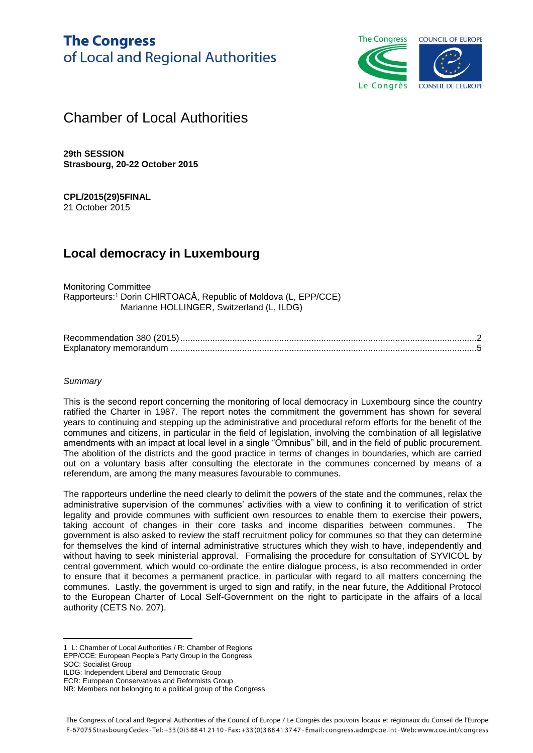# The Congress of Local and Regional Authorities

## Chamber of Local Authorities

**29th SESSION**
**Strasbourg, 20-22 October 2015**

**CPL/2015(29)5FINAL**
21 October 2015

## Local democracy in Luxembourg

Monitoring Committee
Rapporteurs:[1] Dorin CHIRTOACĂ, Republic of Moldova (L, EPP/CCE)
Marianne HOLLINGER, Switzerland (L, ILDG)

Recommendation 380 (2015) .......... 2
Explanatory memorandum .......... 5

*Summary*

This is the second report concerning the monitoring of local democracy in Luxembourg since the country ratified the Charter in 1987. The report notes the commitment the government has shown for several years to continuing and stepping up the administrative and procedural reform efforts for the benefit of the communes and citizens, in particular in the field of legislation, involving the combination of all legislative amendments with an impact at local level in a single "Omnibus" bill, and in the field of public procurement. The abolition of the districts and the good practice in terms of changes in boundaries, which are carried out on a voluntary basis after consulting the electorate in the communes concerned by means of a referendum, are among the many measures favourable to communes.

The rapporteurs underline the need clearly to delimit the powers of the state and the communes, relax the administrative supervision of the communes' activities with a view to confining it to verification of strict legality and provide communes with sufficient own resources to enable them to exercise their powers, taking account of changes in their core tasks and income disparities between communes. The government is also asked to review the staff recruitment policy for communes so that they can determine for themselves the kind of internal administrative structures which they wish to have, independently and without having to seek ministerial approval. Formalising the procedure for consultation of SYVICOL by central government, which would co-ordinate the entire dialogue process, is also recommended in order to ensure that it becomes a permanent practice, in particular with regard to all matters concerning the communes. Lastly, the government is urged to sign and ratify, in the near future, the Additional Protocol to the European Charter of Local Self-Government on the right to participate in the affairs of a local authority (CETS No. 207).

---

1 L: Chamber of Local Authorities / R: Chamber of Regions
EPP/CCE: European People's Party Group in the Congress
SOC: Socialist Group
ILDG: Independent Liberal and Democratic Group
ECR: European Conservatives and Reformists Group
NR: Members not belonging to a political group of the Congress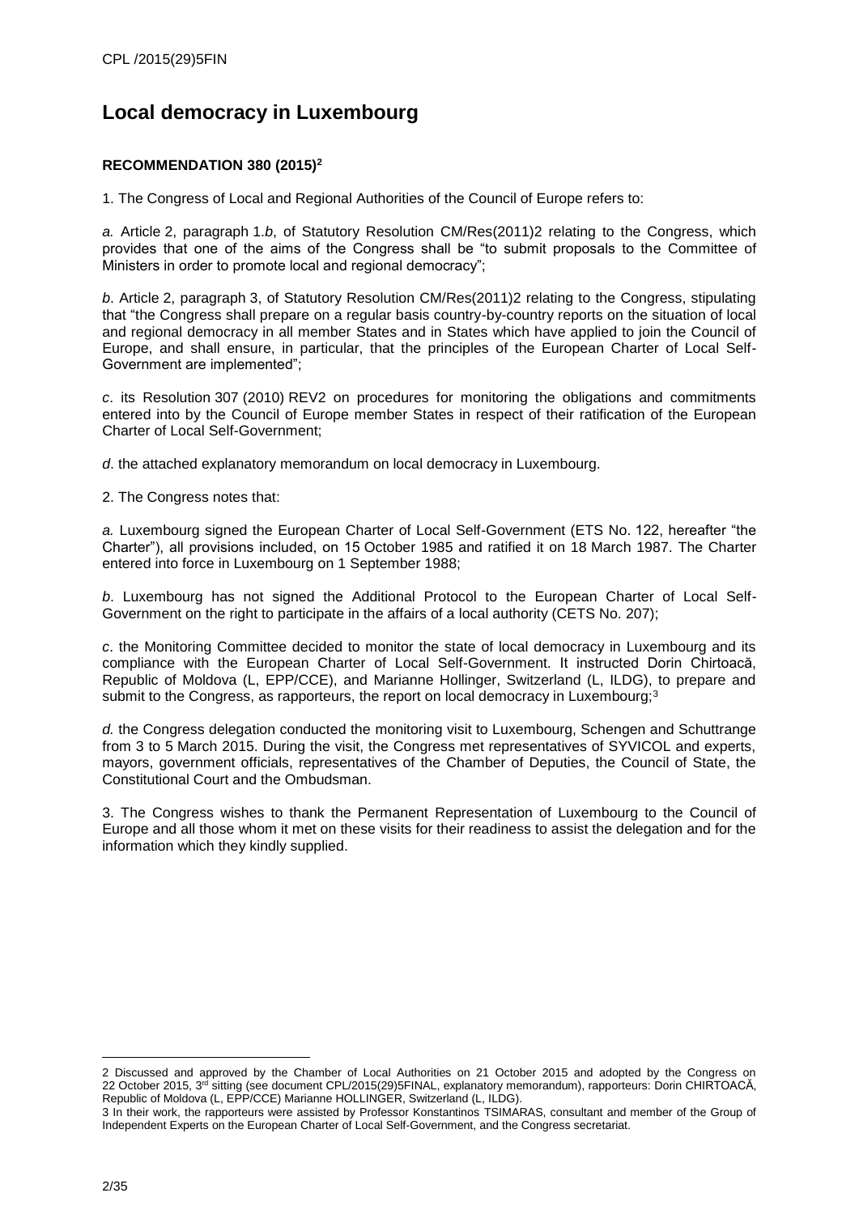# Local democracy in Luxembourg

**RECOMMENDATION 380 (2015)[2]**

1. The Congress of Local and Regional Authorities of the Council of Europe refers to:

*a.* Article 2, paragraph 1.*b*, of Statutory Resolution CM/Res(2011)2 relating to the Congress, which provides that one of the aims of the Congress shall be "to submit proposals to the Committee of Ministers in order to promote local and regional democracy";

*b*. Article 2, paragraph 3, of Statutory Resolution CM/Res(2011)2 relating to the Congress, stipulating that "the Congress shall prepare on a regular basis country-by-country reports on the situation of local and regional democracy in all member States and in States which have applied to join the Council of Europe, and shall ensure, in particular, that the principles of the European Charter of Local Self-Government are implemented";

*c*. its Resolution 307 (2010) REV2 on procedures for monitoring the obligations and commitments entered into by the Council of Europe member States in respect of their ratification of the European Charter of Local Self-Government;

*d*. the attached explanatory memorandum on local democracy in Luxembourg.

2. The Congress notes that:

*a.* Luxembourg signed the European Charter of Local Self-Government (ETS No. 122, hereafter "the Charter"), all provisions included, on 15 October 1985 and ratified it on 18 March 1987. The Charter entered into force in Luxembourg on 1 September 1988;

*b*. Luxembourg has not signed the Additional Protocol to the European Charter of Local Self-Government on the right to participate in the affairs of a local authority (CETS No. 207);

*c*. the Monitoring Committee decided to monitor the state of local democracy in Luxembourg and its compliance with the European Charter of Local Self-Government. It instructed Dorin Chirtoacă, Republic of Moldova (L, EPP/CCE), and Marianne Hollinger, Switzerland (L, ILDG), to prepare and submit to the Congress, as rapporteurs, the report on local democracy in Luxembourg;[3]

*d.* the Congress delegation conducted the monitoring visit to Luxembourg, Schengen and Schuttrange from 3 to 5 March 2015. During the visit, the Congress met representatives of SYVICOL and experts, mayors, government officials, representatives of the Chamber of Deputies, the Council of State, the Constitutional Court and the Ombudsman.

3. The Congress wishes to thank the Permanent Representation of Luxembourg to the Council of Europe and all those whom it met on these visits for their readiness to assist the delegation and for the information which they kindly supplied.

---

2 Discussed and approved by the Chamber of Local Authorities on 21 October 2015 and adopted by the Congress on 22 October 2015, 3rd sitting (see document CPL/2015(29)5FINAL, explanatory memorandum), rapporteurs: Dorin CHIRTOACĂ, Republic of Moldova (L, EPP/CCE) Marianne HOLLINGER, Switzerland (L, ILDG).

3 In their work, the rapporteurs were assisted by Professor Konstantinos TSIMARAS, consultant and member of the Group of Independent Experts on the European Charter of Local Self-Government, and the Congress secretariat.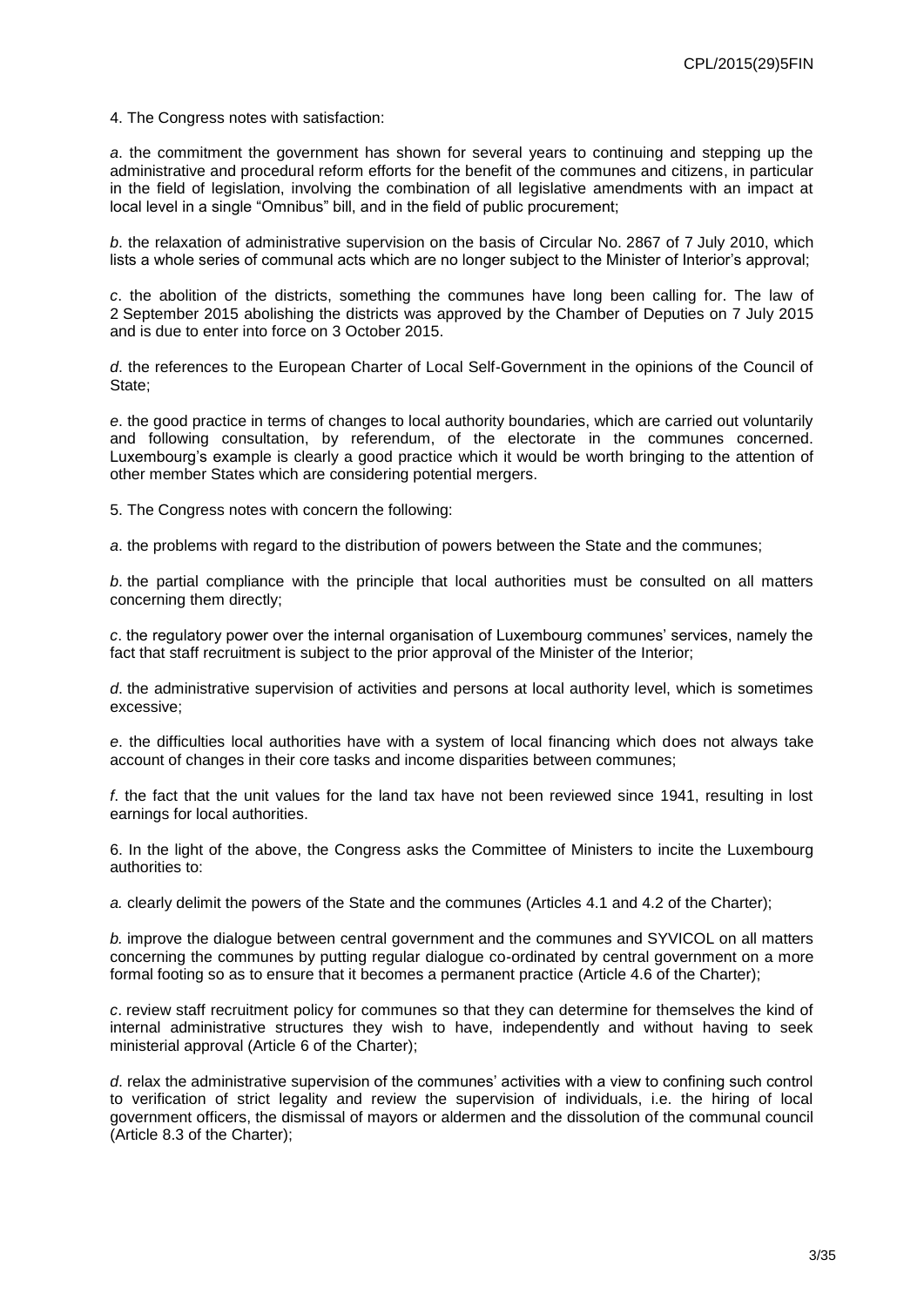4. The Congress notes with satisfaction:

*a*. the commitment the government has shown for several years to continuing and stepping up the administrative and procedural reform efforts for the benefit of the communes and citizens, in particular in the field of legislation, involving the combination of all legislative amendments with an impact at local level in a single "Omnibus" bill, and in the field of public procurement;

*b*. the relaxation of administrative supervision on the basis of Circular No. 2867 of 7 July 2010, which lists a whole series of communal acts which are no longer subject to the Minister of Interior's approval;

*c*. the abolition of the districts, something the communes have long been calling for. The law of 2 September 2015 abolishing the districts was approved by the Chamber of Deputies on 7 July 2015 and is due to enter into force on 3 October 2015.

*d*. the references to the European Charter of Local Self-Government in the opinions of the Council of State;

*e*. the good practice in terms of changes to local authority boundaries, which are carried out voluntarily and following consultation, by referendum, of the electorate in the communes concerned. Luxembourg's example is clearly a good practice which it would be worth bringing to the attention of other member States which are considering potential mergers.

5. The Congress notes with concern the following:

*a*. the problems with regard to the distribution of powers between the State and the communes;

*b*. the partial compliance with the principle that local authorities must be consulted on all matters concerning them directly;

*c*. the regulatory power over the internal organisation of Luxembourg communes' services, namely the fact that staff recruitment is subject to the prior approval of the Minister of the Interior;

*d*. the administrative supervision of activities and persons at local authority level, which is sometimes excessive;

*e*. the difficulties local authorities have with a system of local financing which does not always take account of changes in their core tasks and income disparities between communes;

*f*. the fact that the unit values for the land tax have not been reviewed since 1941, resulting in lost earnings for local authorities.

6. In the light of the above, the Congress asks the Committee of Ministers to incite the Luxembourg authorities to:

*a.* clearly delimit the powers of the State and the communes (Articles 4.1 and 4.2 of the Charter);

*b.* improve the dialogue between central government and the communes and SYVICOL on all matters concerning the communes by putting regular dialogue co-ordinated by central government on a more formal footing so as to ensure that it becomes a permanent practice (Article 4.6 of the Charter);

*c*. review staff recruitment policy for communes so that they can determine for themselves the kind of internal administrative structures they wish to have, independently and without having to seek ministerial approval (Article 6 of the Charter);

*d*. relax the administrative supervision of the communes' activities with a view to confining such control to verification of strict legality and review the supervision of individuals, i.e. the hiring of local government officers, the dismissal of mayors or aldermen and the dissolution of the communal council (Article 8.3 of the Charter);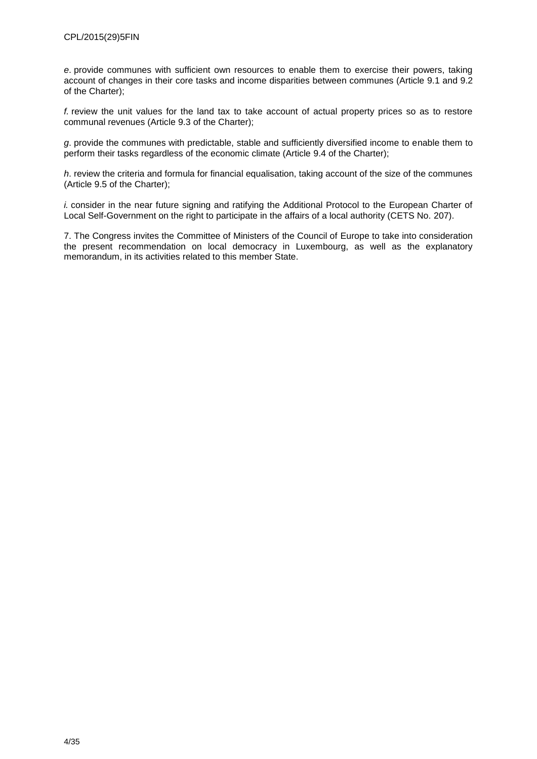*e*. provide communes with sufficient own resources to enable them to exercise their powers, taking account of changes in their core tasks and income disparities between communes (Article 9.1 and 9.2 of the Charter);

*f.* review the unit values for the land tax to take account of actual property prices so as to restore communal revenues (Article 9.3 of the Charter);

*g*. provide the communes with predictable, stable and sufficiently diversified income to enable them to perform their tasks regardless of the economic climate (Article 9.4 of the Charter);

*h*. review the criteria and formula for financial equalisation, taking account of the size of the communes (Article 9.5 of the Charter);

*i.* consider in the near future signing and ratifying the Additional Protocol to the European Charter of Local Self-Government on the right to participate in the affairs of a local authority (CETS No. 207).

7. The Congress invites the Committee of Ministers of the Council of Europe to take into consideration the present recommendation on local democracy in Luxembourg, as well as the explanatory memorandum, in its activities related to this member State.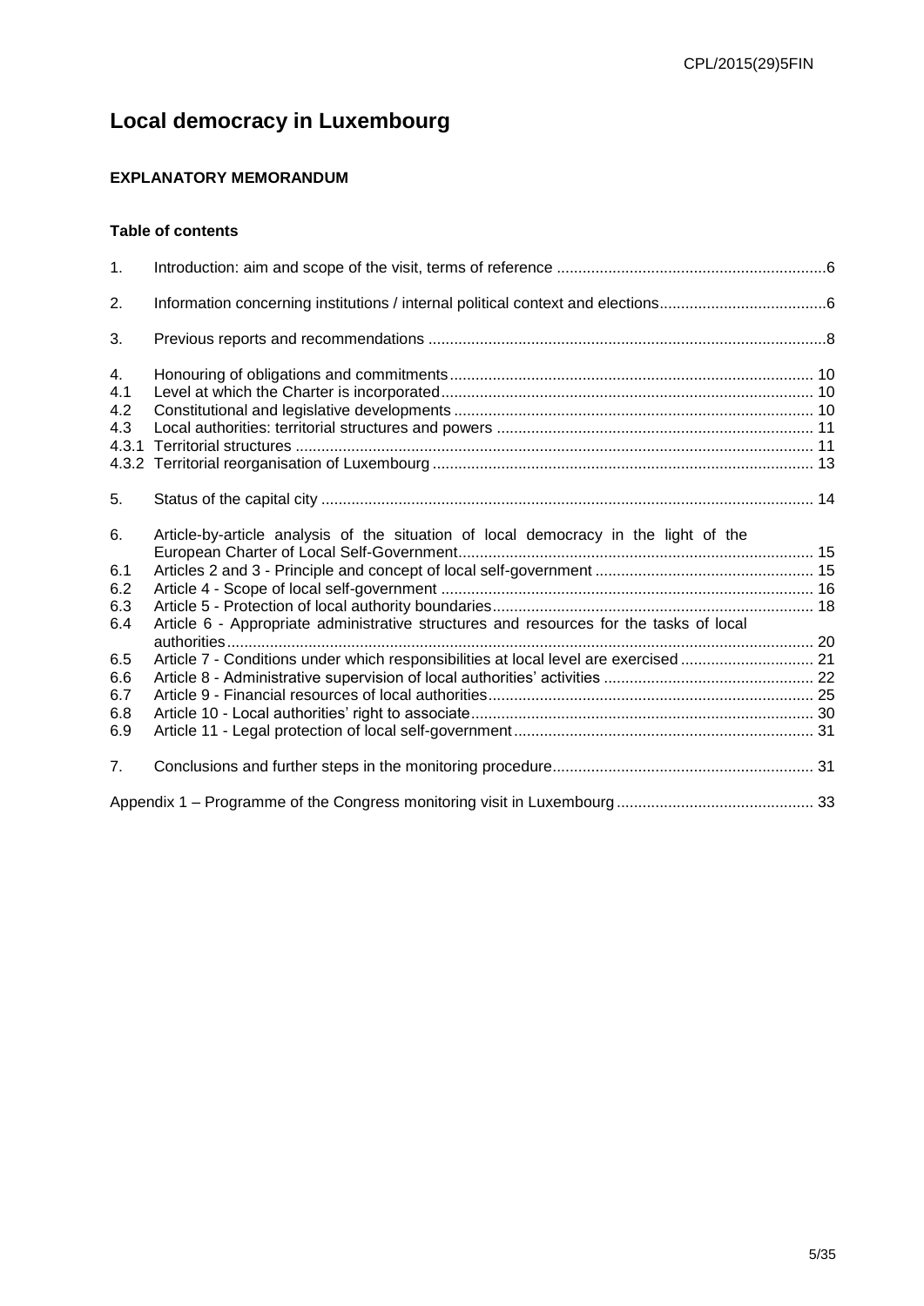# Local democracy in Luxembourg

## EXPLANATORY MEMORANDUM

### Table of contents

| | | |
|---|---|---|
| 1. | Introduction: aim and scope of the visit, terms of reference | 6 |
| 2. | Information concerning institutions / internal political context and elections | 6 |
| 3. | Previous reports and recommendations | 8 |
| 4. | Honouring of obligations and commitments | 10 |
| 4.1 | Level at which the Charter is incorporated | 10 |
| 4.2 | Constitutional and legislative developments | 10 |
| 4.3 | Local authorities: territorial structures and powers | 11 |
| 4.3.1 | Territorial structures | 11 |
| 4.3.2 | Territorial reorganisation of Luxembourg | 13 |
| 5. | Status of the capital city | 14 |
| 6. | Article-by-article analysis of the situation of local democracy in the light of the European Charter of Local Self-Government | 15 |
| 6.1 | Articles 2 and 3 - Principle and concept of local self-government | 15 |
| 6.2 | Article 4 - Scope of local self-government | 16 |
| 6.3 | Article 5 - Protection of local authority boundaries | 18 |
| 6.4 | Article 6 - Appropriate administrative structures and resources for the tasks of local authorities | 20 |
| 6.5 | Article 7 - Conditions under which responsibilities at local level are exercised | 21 |
| 6.6 | Article 8 - Administrative supervision of local authorities' activities | 22 |
| 6.7 | Article 9 - Financial resources of local authorities | 25 |
| 6.8 | Article 10 - Local authorities' right to associate | 30 |
| 6.9 | Article 11 - Legal protection of local self-government | 31 |
| 7. | Conclusions and further steps in the monitoring procedure | 31 |
| | Appendix 1 – Programme of the Congress monitoring visit in Luxembourg | 33 |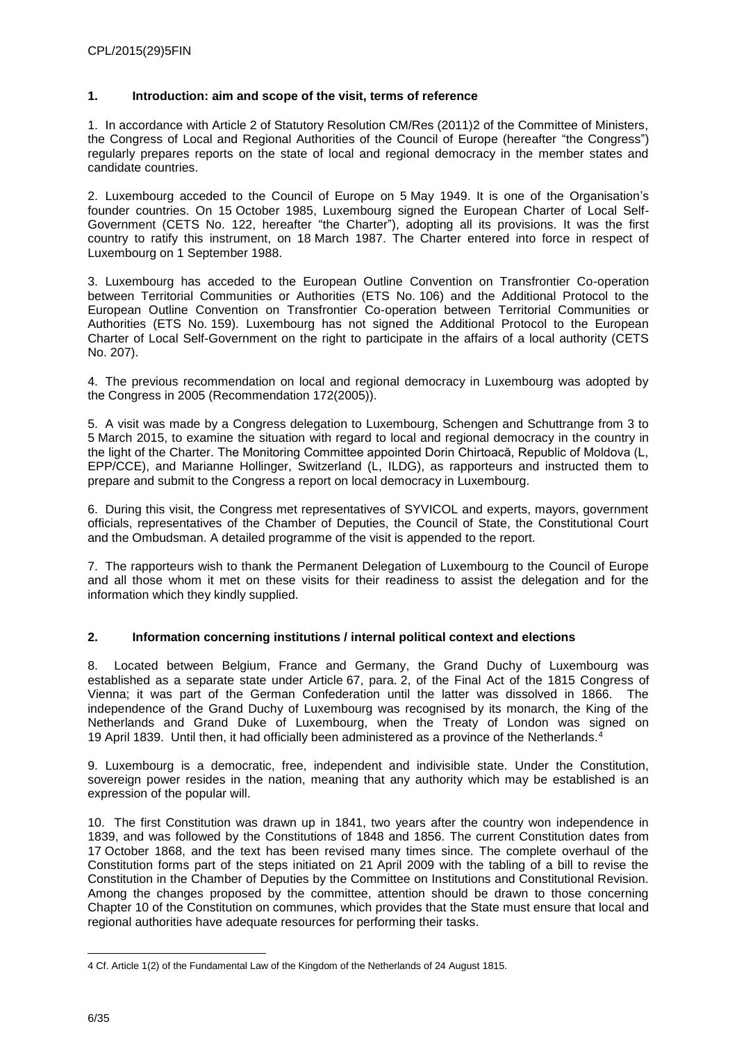## 1. Introduction: aim and scope of the visit, terms of reference

1. In accordance with Article 2 of Statutory Resolution CM/Res (2011)2 of the Committee of Ministers, the Congress of Local and Regional Authorities of the Council of Europe (hereafter "the Congress") regularly prepares reports on the state of local and regional democracy in the member states and candidate countries.

2. Luxembourg acceded to the Council of Europe on 5 May 1949. It is one of the Organisation's founder countries. On 15 October 1985, Luxembourg signed the European Charter of Local Self-Government (CETS No. 122, hereafter "the Charter"), adopting all its provisions. It was the first country to ratify this instrument, on 18 March 1987. The Charter entered into force in respect of Luxembourg on 1 September 1988.

3. Luxembourg has acceded to the European Outline Convention on Transfrontier Co-operation between Territorial Communities or Authorities (ETS No. 106) and the Additional Protocol to the European Outline Convention on Transfrontier Co-operation between Territorial Communities or Authorities (ETS No. 159). Luxembourg has not signed the Additional Protocol to the European Charter of Local Self-Government on the right to participate in the affairs of a local authority (CETS No. 207).

4. The previous recommendation on local and regional democracy in Luxembourg was adopted by the Congress in 2005 (Recommendation 172(2005)).

5. A visit was made by a Congress delegation to Luxembourg, Schengen and Schuttrange from 3 to 5 March 2015, to examine the situation with regard to local and regional democracy in the country in the light of the Charter. The Monitoring Committee appointed Dorin Chirtoacă, Republic of Moldova (L, EPP/CCE), and Marianne Hollinger, Switzerland (L, ILDG), as rapporteurs and instructed them to prepare and submit to the Congress a report on local democracy in Luxembourg.

6. During this visit, the Congress met representatives of SYVICOL and experts, mayors, government officials, representatives of the Chamber of Deputies, the Council of State, the Constitutional Court and the Ombudsman. A detailed programme of the visit is appended to the report.

7. The rapporteurs wish to thank the Permanent Delegation of Luxembourg to the Council of Europe and all those whom it met on these visits for their readiness to assist the delegation and for the information which they kindly supplied.

## 2. Information concerning institutions / internal political context and elections

8. Located between Belgium, France and Germany, the Grand Duchy of Luxembourg was established as a separate state under Article 67, para. 2, of the Final Act of the 1815 Congress of Vienna; it was part of the German Confederation until the latter was dissolved in 1866. The independence of the Grand Duchy of Luxembourg was recognised by its monarch, the King of the Netherlands and Grand Duke of Luxembourg, when the Treaty of London was signed on 19 April 1839. Until then, it had officially been administered as a province of the Netherlands.[4]

9. Luxembourg is a democratic, free, independent and indivisible state. Under the Constitution, sovereign power resides in the nation, meaning that any authority which may be established is an expression of the popular will.

10. The first Constitution was drawn up in 1841, two years after the country won independence in 1839, and was followed by the Constitutions of 1848 and 1856. The current Constitution dates from 17 October 1868, and the text has been revised many times since. The complete overhaul of the Constitution forms part of the steps initiated on 21 April 2009 with the tabling of a bill to revise the Constitution in the Chamber of Deputies by the Committee on Institutions and Constitutional Revision. Among the changes proposed by the committee, attention should be drawn to those concerning Chapter 10 of the Constitution on communes, which provides that the State must ensure that local and regional authorities have adequate resources for performing their tasks.

---

4 Cf. Article 1(2) of the Fundamental Law of the Kingdom of the Netherlands of 24 August 1815.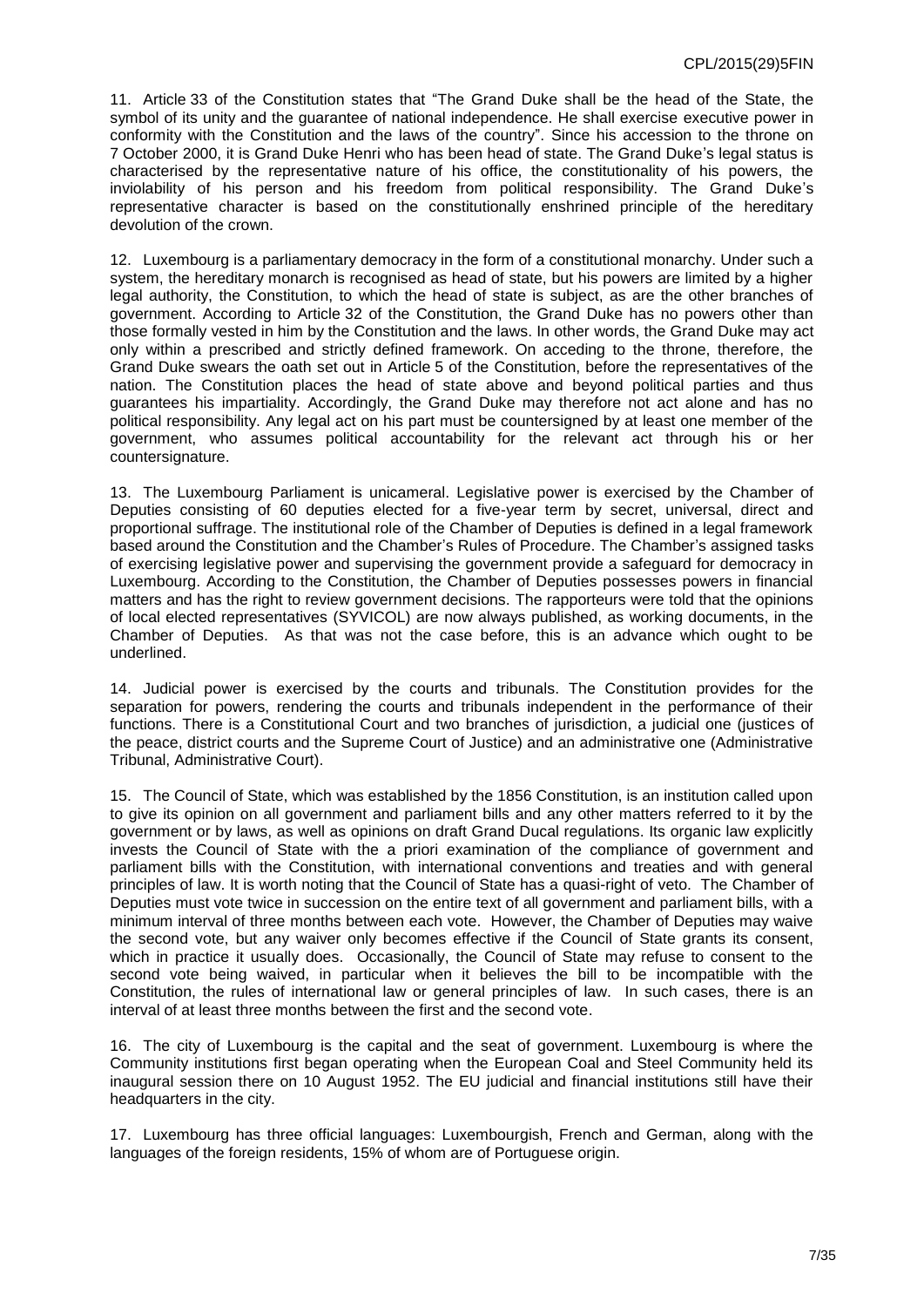11. Article 33 of the Constitution states that "The Grand Duke shall be the head of the State, the symbol of its unity and the guarantee of national independence. He shall exercise executive power in conformity with the Constitution and the laws of the country". Since his accession to the throne on 7 October 2000, it is Grand Duke Henri who has been head of state. The Grand Duke's legal status is characterised by the representative nature of his office, the constitutionality of his powers, the inviolability of his person and his freedom from political responsibility. The Grand Duke's representative character is based on the constitutionally enshrined principle of the hereditary devolution of the crown.

12. Luxembourg is a parliamentary democracy in the form of a constitutional monarchy. Under such a system, the hereditary monarch is recognised as head of state, but his powers are limited by a higher legal authority, the Constitution, to which the head of state is subject, as are the other branches of government. According to Article 32 of the Constitution, the Grand Duke has no powers other than those formally vested in him by the Constitution and the laws. In other words, the Grand Duke may act only within a prescribed and strictly defined framework. On acceding to the throne, therefore, the Grand Duke swears the oath set out in Article 5 of the Constitution, before the representatives of the nation. The Constitution places the head of state above and beyond political parties and thus guarantees his impartiality. Accordingly, the Grand Duke may therefore not act alone and has no political responsibility. Any legal act on his part must be countersigned by at least one member of the government, who assumes political accountability for the relevant act through his or her countersignature.

13. The Luxembourg Parliament is unicameral. Legislative power is exercised by the Chamber of Deputies consisting of 60 deputies elected for a five-year term by secret, universal, direct and proportional suffrage. The institutional role of the Chamber of Deputies is defined in a legal framework based around the Constitution and the Chamber's Rules of Procedure. The Chamber's assigned tasks of exercising legislative power and supervising the government provide a safeguard for democracy in Luxembourg. According to the Constitution, the Chamber of Deputies possesses powers in financial matters and has the right to review government decisions. The rapporteurs were told that the opinions of local elected representatives (SYVICOL) are now always published, as working documents, in the Chamber of Deputies. As that was not the case before, this is an advance which ought to be underlined.

14. Judicial power is exercised by the courts and tribunals. The Constitution provides for the separation for powers, rendering the courts and tribunals independent in the performance of their functions. There is a Constitutional Court and two branches of jurisdiction, a judicial one (justices of the peace, district courts and the Supreme Court of Justice) and an administrative one (Administrative Tribunal, Administrative Court).

15. The Council of State, which was established by the 1856 Constitution, is an institution called upon to give its opinion on all government and parliament bills and any other matters referred to it by the government or by laws, as well as opinions on draft Grand Ducal regulations. Its organic law explicitly invests the Council of State with the a priori examination of the compliance of government and parliament bills with the Constitution, with international conventions and treaties and with general principles of law. It is worth noting that the Council of State has a quasi-right of veto. The Chamber of Deputies must vote twice in succession on the entire text of all government and parliament bills, with a minimum interval of three months between each vote. However, the Chamber of Deputies may waive the second vote, but any waiver only becomes effective if the Council of State grants its consent, which in practice it usually does. Occasionally, the Council of State may refuse to consent to the second vote being waived, in particular when it believes the bill to be incompatible with the Constitution, the rules of international law or general principles of law. In such cases, there is an interval of at least three months between the first and the second vote.

16. The city of Luxembourg is the capital and the seat of government. Luxembourg is where the Community institutions first began operating when the European Coal and Steel Community held its inaugural session there on 10 August 1952. The EU judicial and financial institutions still have their headquarters in the city.

17. Luxembourg has three official languages: Luxembourgish, French and German, along with the languages of the foreign residents, 15% of whom are of Portuguese origin.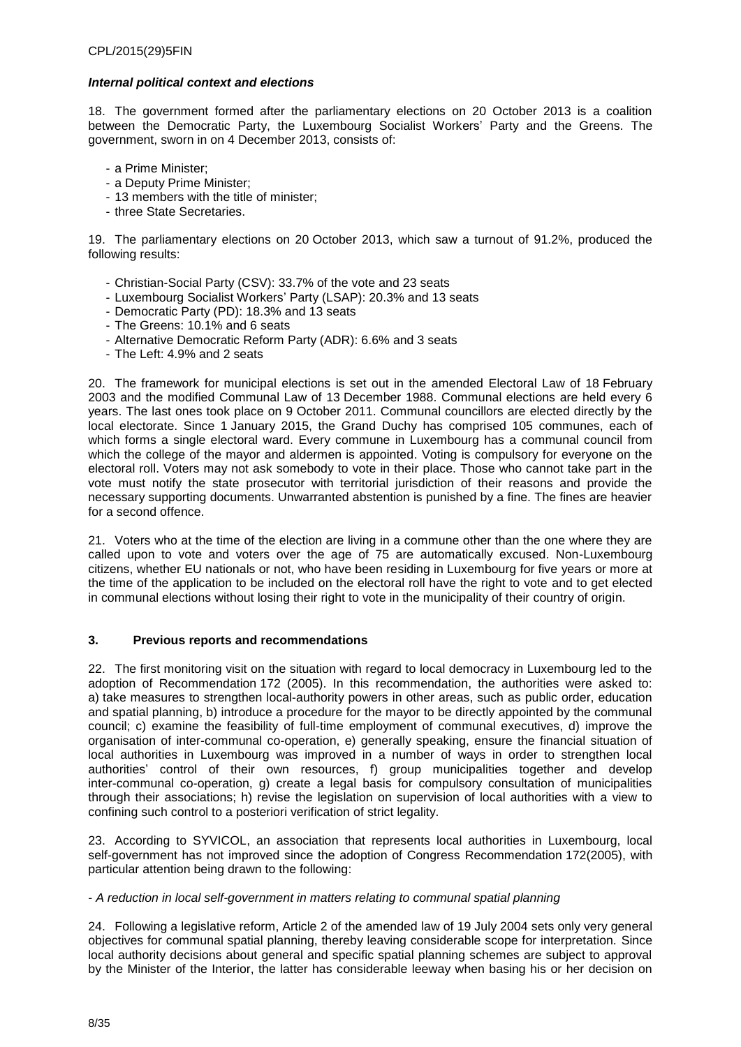### *Internal political context and elections*

18. The government formed after the parliamentary elections on 20 October 2013 is a coalition between the Democratic Party, the Luxembourg Socialist Workers' Party and the Greens. The government, sworn in on 4 December 2013, consists of:

- a Prime Minister;
- a Deputy Prime Minister;
- 13 members with the title of minister;
- three State Secretaries.

19. The parliamentary elections on 20 October 2013, which saw a turnout of 91.2%, produced the following results:

- Christian-Social Party (CSV): 33.7% of the vote and 23 seats
- Luxembourg Socialist Workers' Party (LSAP): 20.3% and 13 seats
- Democratic Party (PD): 18.3% and 13 seats
- The Greens: 10.1% and 6 seats
- Alternative Democratic Reform Party (ADR): 6.6% and 3 seats
- The Left: 4.9% and 2 seats

20. The framework for municipal elections is set out in the amended Electoral Law of 18 February 2003 and the modified Communal Law of 13 December 1988. Communal elections are held every 6 years. The last ones took place on 9 October 2011. Communal councillors are elected directly by the local electorate. Since 1 January 2015, the Grand Duchy has comprised 105 communes, each of which forms a single electoral ward. Every commune in Luxembourg has a communal council from which the college of the mayor and aldermen is appointed. Voting is compulsory for everyone on the electoral roll. Voters may not ask somebody to vote in their place. Those who cannot take part in the vote must notify the state prosecutor with territorial jurisdiction of their reasons and provide the necessary supporting documents. Unwarranted abstention is punished by a fine. The fines are heavier for a second offence.

21. Voters who at the time of the election are living in a commune other than the one where they are called upon to vote and voters over the age of 75 are automatically excused. Non-Luxembourg citizens, whether EU nationals or not, who have been residing in Luxembourg for five years or more at the time of the application to be included on the electoral roll have the right to vote and to get elected in communal elections without losing their right to vote in the municipality of their country of origin.

## 3. Previous reports and recommendations

22. The first monitoring visit on the situation with regard to local democracy in Luxembourg led to the adoption of Recommendation 172 (2005). In this recommendation, the authorities were asked to: a) take measures to strengthen local-authority powers in other areas, such as public order, education and spatial planning, b) introduce a procedure for the mayor to be directly appointed by the communal council; c) examine the feasibility of full-time employment of communal executives, d) improve the organisation of inter-communal co-operation, e) generally speaking, ensure the financial situation of local authorities in Luxembourg was improved in a number of ways in order to strengthen local authorities' control of their own resources, f) group municipalities together and develop inter-communal co-operation, g) create a legal basis for compulsory consultation of municipalities through their associations; h) revise the legislation on supervision of local authorities with a view to confining such control to a posteriori verification of strict legality.

23. According to SYVICOL, an association that represents local authorities in Luxembourg, local self-government has not improved since the adoption of Congress Recommendation 172(2005), with particular attention being drawn to the following:

- *A reduction in local self-government in matters relating to communal spatial planning*

24. Following a legislative reform, Article 2 of the amended law of 19 July 2004 sets only very general objectives for communal spatial planning, thereby leaving considerable scope for interpretation. Since local authority decisions about general and specific spatial planning schemes are subject to approval by the Minister of the Interior, the latter has considerable leeway when basing his or her decision on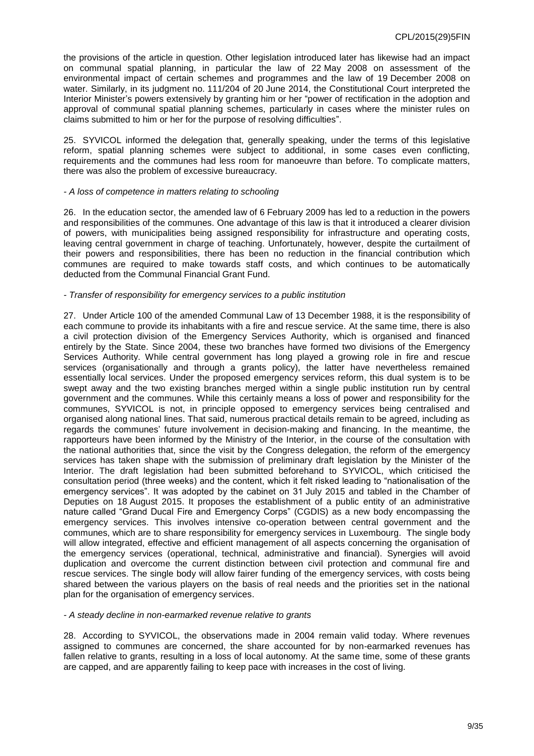the provisions of the article in question. Other legislation introduced later has likewise had an impact on communal spatial planning, in particular the law of 22 May 2008 on assessment of the environmental impact of certain schemes and programmes and the law of 19 December 2008 on water. Similarly, in its judgment no. 111/204 of 20 June 2014, the Constitutional Court interpreted the Interior Minister's powers extensively by granting him or her "power of rectification in the adoption and approval of communal spatial planning schemes, particularly in cases where the minister rules on claims submitted to him or her for the purpose of resolving difficulties".

25. SYVICOL informed the delegation that, generally speaking, under the terms of this legislative reform, spatial planning schemes were subject to additional, in some cases even conflicting, requirements and the communes had less room for manoeuvre than before. To complicate matters, there was also the problem of excessive bureaucracy.

*- A loss of competence in matters relating to schooling*

26. In the education sector, the amended law of 6 February 2009 has led to a reduction in the powers and responsibilities of the communes. One advantage of this law is that it introduced a clearer division of powers, with municipalities being assigned responsibility for infrastructure and operating costs, leaving central government in charge of teaching. Unfortunately, however, despite the curtailment of their powers and responsibilities, there has been no reduction in the financial contribution which communes are required to make towards staff costs, and which continues to be automatically deducted from the Communal Financial Grant Fund.

*- Transfer of responsibility for emergency services to a public institution*

27. Under Article 100 of the amended Communal Law of 13 December 1988, it is the responsibility of each commune to provide its inhabitants with a fire and rescue service. At the same time, there is also a civil protection division of the Emergency Services Authority, which is organised and financed entirely by the State. Since 2004, these two branches have formed two divisions of the Emergency Services Authority. While central government has long played a growing role in fire and rescue services (organisationally and through a grants policy), the latter have nevertheless remained essentially local services. Under the proposed emergency services reform, this dual system is to be swept away and the two existing branches merged within a single public institution run by central government and the communes. While this certainly means a loss of power and responsibility for the communes, SYVICOL is not, in principle opposed to emergency services being centralised and organised along national lines. That said, numerous practical details remain to be agreed, including as regards the communes' future involvement in decision-making and financing. In the meantime, the rapporteurs have been informed by the Ministry of the Interior, in the course of the consultation with the national authorities that, since the visit by the Congress delegation, the reform of the emergency services has taken shape with the submission of preliminary draft legislation by the Minister of the Interior. The draft legislation had been submitted beforehand to SYVICOL, which criticised the consultation period (three weeks) and the content, which it felt risked leading to "nationalisation of the emergency services". It was adopted by the cabinet on 31 July 2015 and tabled in the Chamber of Deputies on 18 August 2015. It proposes the establishment of a public entity of an administrative nature called "Grand Ducal Fire and Emergency Corps" (CGDIS) as a new body encompassing the emergency services. This involves intensive co-operation between central government and the communes, which are to share responsibility for emergency services in Luxembourg. The single body will allow integrated, effective and efficient management of all aspects concerning the organisation of the emergency services (operational, technical, administrative and financial). Synergies will avoid duplication and overcome the current distinction between civil protection and communal fire and rescue services. The single body will allow fairer funding of the emergency services, with costs being shared between the various players on the basis of real needs and the priorities set in the national plan for the organisation of emergency services.

*- A steady decline in non-earmarked revenue relative to grants*

28. According to SYVICOL, the observations made in 2004 remain valid today. Where revenues assigned to communes are concerned, the share accounted for by non-earmarked revenues has fallen relative to grants, resulting in a loss of local autonomy. At the same time, some of these grants are capped, and are apparently failing to keep pace with increases in the cost of living.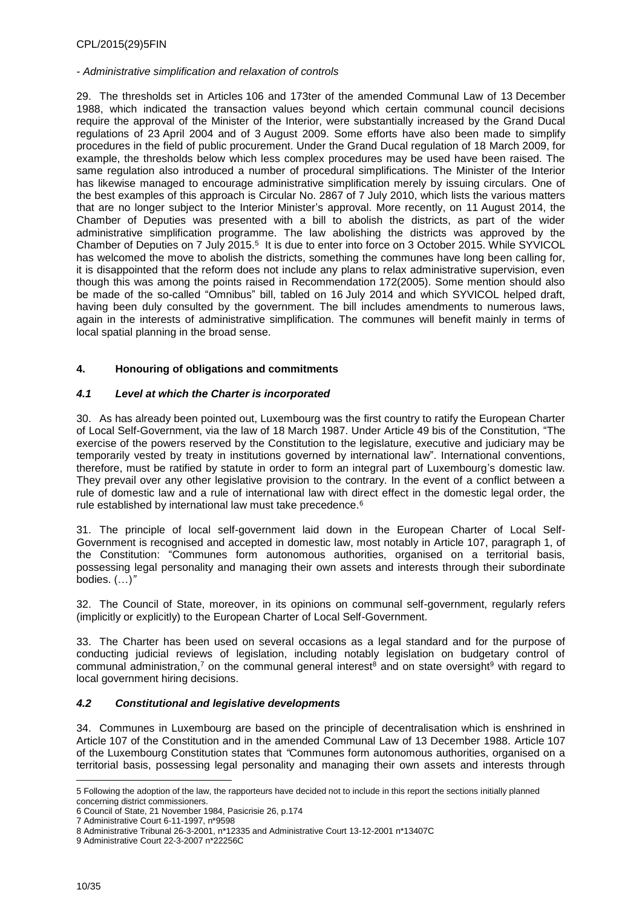*- Administrative simplification and relaxation of controls*

29. The thresholds set in Articles 106 and 173ter of the amended Communal Law of 13 December 1988, which indicated the transaction values beyond which certain communal council decisions require the approval of the Minister of the Interior, were substantially increased by the Grand Ducal regulations of 23 April 2004 and of 3 August 2009. Some efforts have also been made to simplify procedures in the field of public procurement. Under the Grand Ducal regulation of 18 March 2009, for example, the thresholds below which less complex procedures may be used have been raised. The same regulation also introduced a number of procedural simplifications. The Minister of the Interior has likewise managed to encourage administrative simplification merely by issuing circulars. One of the best examples of this approach is Circular No. 2867 of 7 July 2010, which lists the various matters that are no longer subject to the Interior Minister's approval. More recently, on 11 August 2014, the Chamber of Deputies was presented with a bill to abolish the districts, as part of the wider administrative simplification programme. The law abolishing the districts was approved by the Chamber of Deputies on 7 July 2015.[5] It is due to enter into force on 3 October 2015. While SYVICOL has welcomed the move to abolish the districts, something the communes have long been calling for, it is disappointed that the reform does not include any plans to relax administrative supervision, even though this was among the points raised in Recommendation 172(2005). Some mention should also be made of the so-called "Omnibus" bill, tabled on 16 July 2014 and which SYVICOL helped draft, having been duly consulted by the government. The bill includes amendments to numerous laws, again in the interests of administrative simplification. The communes will benefit mainly in terms of local spatial planning in the broad sense.

## 4. Honouring of obligations and commitments

### *4.1 Level at which the Charter is incorporated*

30. As has already been pointed out, Luxembourg was the first country to ratify the European Charter of Local Self-Government, via the law of 18 March 1987. Under Article 49 bis of the Constitution, "The exercise of the powers reserved by the Constitution to the legislature, executive and judiciary may be temporarily vested by treaty in institutions governed by international law". International conventions, therefore, must be ratified by statute in order to form an integral part of Luxembourg's domestic law. They prevail over any other legislative provision to the contrary. In the event of a conflict between a rule of domestic law and a rule of international law with direct effect in the domestic legal order, the rule established by international law must take precedence.[6]

31. The principle of local self-government laid down in the European Charter of Local Self-Government is recognised and accepted in domestic law, most notably in Article 107, paragraph 1, of the Constitution: "Communes form autonomous authorities, organised on a territorial basis, possessing legal personality and managing their own assets and interests through their subordinate bodies. (…)"

32. The Council of State, moreover, in its opinions on communal self-government, regularly refers (implicitly or explicitly) to the European Charter of Local Self-Government.

33. The Charter has been used on several occasions as a legal standard and for the purpose of conducting judicial reviews of legislation, including notably legislation on budgetary control of communal administration,[7] on the communal general interest[8] and on state oversight[9] with regard to local government hiring decisions.

### *4.2 Constitutional and legislative developments*

34. Communes in Luxembourg are based on the principle of decentralisation which is enshrined in Article 107 of the Constitution and in the amended Communal Law of 13 December 1988. Article 107 of the Luxembourg Constitution states that *"*Communes form autonomous authorities, organised on a territorial basis, possessing legal personality and managing their own assets and interests through

---

5 Following the adoption of the law, the rapporteurs have decided not to include in this report the sections initially planned concerning district commissioners.
6 Council of State, 21 November 1984, Pasicrisie 26, p.174
7 Administrative Court 6-11-1997, n*9598
8 Administrative Tribunal 26-3-2001, n*12335 and Administrative Court 13-12-2001 n*13407C
9 Administrative Court 22-3-2007 n*22256C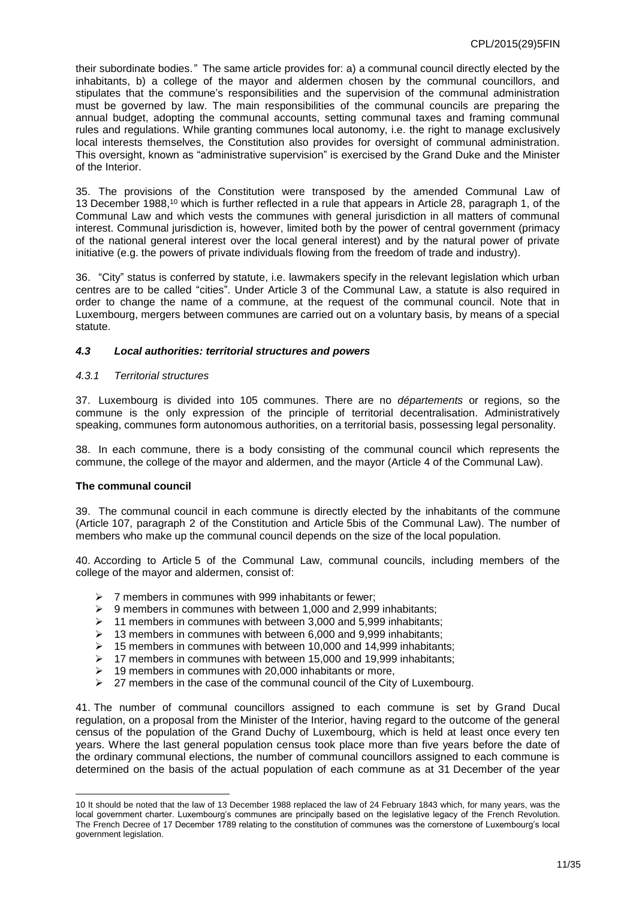their subordinate bodies." The same article provides for: a) a communal council directly elected by the inhabitants, b) a college of the mayor and aldermen chosen by the communal councillors, and stipulates that the commune's responsibilities and the supervision of the communal administration must be governed by law. The main responsibilities of the communal councils are preparing the annual budget, adopting the communal accounts, setting communal taxes and framing communal rules and regulations. While granting communes local autonomy, i.e. the right to manage exclusively local interests themselves, the Constitution also provides for oversight of communal administration. This oversight, known as "administrative supervision" is exercised by the Grand Duke and the Minister of the Interior.

35. The provisions of the Constitution were transposed by the amended Communal Law of 13 December 1988,[10] which is further reflected in a rule that appears in Article 28, paragraph 1, of the Communal Law and which vests the communes with general jurisdiction in all matters of communal interest. Communal jurisdiction is, however, limited both by the power of central government (primacy of the national general interest over the local general interest) and by the natural power of private initiative (e.g. the powers of private individuals flowing from the freedom of trade and industry).

36. "City" status is conferred by statute, i.e. lawmakers specify in the relevant legislation which urban centres are to be called "cities". Under Article 3 of the Communal Law, a statute is also required in order to change the name of a commune, at the request of the communal council. Note that in Luxembourg, mergers between communes are carried out on a voluntary basis, by means of a special statute.

### *4.3 Local authorities: territorial structures and powers*

#### *4.3.1 Territorial structures*

37. Luxembourg is divided into 105 communes. There are no *départements* or regions, so the commune is the only expression of the principle of territorial decentralisation. Administratively speaking, communes form autonomous authorities, on a territorial basis, possessing legal personality.

38. In each commune, there is a body consisting of the communal council which represents the commune, the college of the mayor and aldermen, and the mayor (Article 4 of the Communal Law).

**The communal council**

39. The communal council in each commune is directly elected by the inhabitants of the commune (Article 107, paragraph 2 of the Constitution and Article 5bis of the Communal Law). The number of members who make up the communal council depends on the size of the local population.

40. According to Article 5 of the Communal Law, communal councils, including members of the college of the mayor and aldermen, consist of:

- 7 members in communes with 999 inhabitants or fewer;
- 9 members in communes with between 1,000 and 2,999 inhabitants;
- 11 members in communes with between 3,000 and 5,999 inhabitants;
- 13 members in communes with between 6,000 and 9,999 inhabitants;
- 15 members in communes with between 10,000 and 14,999 inhabitants;
- 17 members in communes with between 15,000 and 19,999 inhabitants;
- 19 members in communes with 20,000 inhabitants or more,
- 27 members in the case of the communal council of the City of Luxembourg.

41. The number of communal councillors assigned to each commune is set by Grand Ducal regulation, on a proposal from the Minister of the Interior, having regard to the outcome of the general census of the population of the Grand Duchy of Luxembourg, which is held at least once every ten years. Where the last general population census took place more than five years before the date of the ordinary communal elections, the number of communal councillors assigned to each commune is determined on the basis of the actual population of each commune as at 31 December of the year

---

[10] It should be noted that the law of 13 December 1988 replaced the law of 24 February 1843 which, for many years, was the local government charter. Luxembourg's communes are principally based on the legislative legacy of the French Revolution. The French Decree of 17 December 1789 relating to the constitution of communes was the cornerstone of Luxembourg's local government legislation.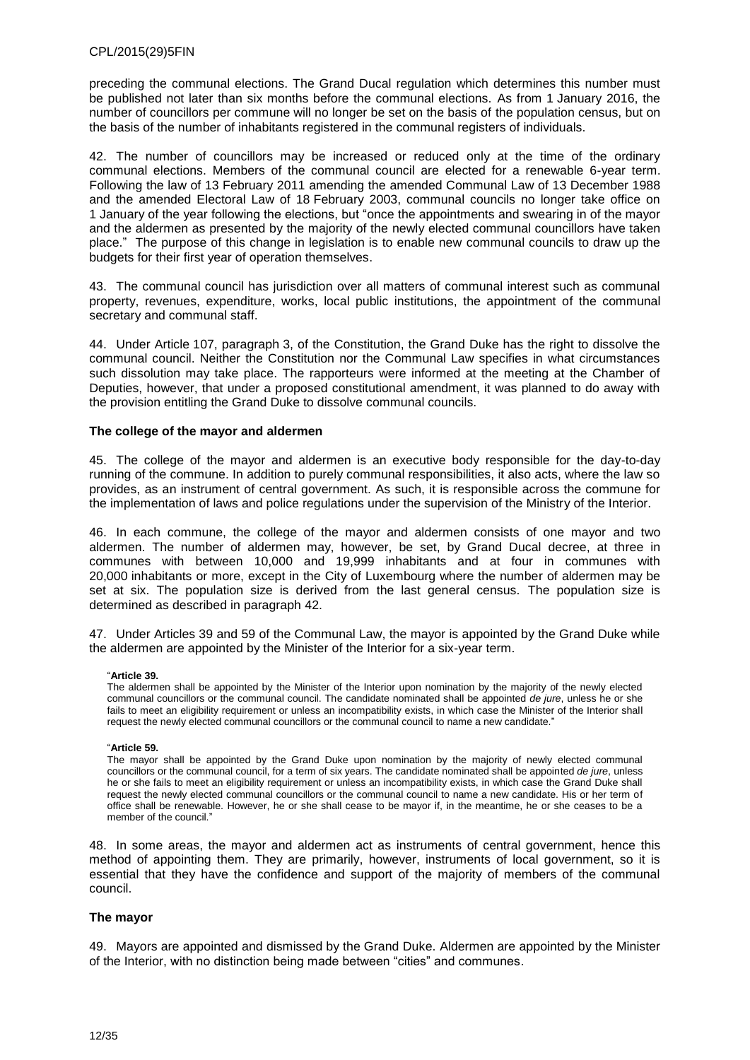preceding the communal elections. The Grand Ducal regulation which determines this number must be published not later than six months before the communal elections. As from 1 January 2016, the number of councillors per commune will no longer be set on the basis of the population census, but on the basis of the number of inhabitants registered in the communal registers of individuals.

42. The number of councillors may be increased or reduced only at the time of the ordinary communal elections. Members of the communal council are elected for a renewable 6-year term. Following the law of 13 February 2011 amending the amended Communal Law of 13 December 1988 and the amended Electoral Law of 18 February 2003, communal councils no longer take office on 1 January of the year following the elections, but "once the appointments and swearing in of the mayor and the aldermen as presented by the majority of the newly elected communal councillors have taken place." The purpose of this change in legislation is to enable new communal councils to draw up the budgets for their first year of operation themselves.

43. The communal council has jurisdiction over all matters of communal interest such as communal property, revenues, expenditure, works, local public institutions, the appointment of the communal secretary and communal staff.

44. Under Article 107, paragraph 3, of the Constitution, the Grand Duke has the right to dissolve the communal council. Neither the Constitution nor the Communal Law specifies in what circumstances such dissolution may take place. The rapporteurs were informed at the meeting at the Chamber of Deputies, however, that under a proposed constitutional amendment, it was planned to do away with the provision entitling the Grand Duke to dissolve communal councils.

### The college of the mayor and aldermen

45. The college of the mayor and aldermen is an executive body responsible for the day-to-day running of the commune. In addition to purely communal responsibilities, it also acts, where the law so provides, as an instrument of central government. As such, it is responsible across the commune for the implementation of laws and police regulations under the supervision of the Ministry of the Interior.

46. In each commune, the college of the mayor and aldermen consists of one mayor and two aldermen. The number of aldermen may, however, be set, by Grand Ducal decree, at three in communes with between 10,000 and 19,999 inhabitants and at four in communes with 20,000 inhabitants or more, except in the City of Luxembourg where the number of aldermen may be set at six. The population size is derived from the last general census. The population size is determined as described in paragraph 42.

47. Under Articles 39 and 59 of the Communal Law, the mayor is appointed by the Grand Duke while the aldermen are appointed by the Minister of the Interior for a six-year term.

> "**Article 39.**
> The aldermen shall be appointed by the Minister of the Interior upon nomination by the majority of the newly elected communal councillors or the communal council. The candidate nominated shall be appointed *de jure*, unless he or she fails to meet an eligibility requirement or unless an incompatibility exists, in which case the Minister of the Interior shall request the newly elected communal councillors or the communal council to name a new candidate."

> "**Article 59.**
> The mayor shall be appointed by the Grand Duke upon nomination by the majority of newly elected communal councillors or the communal council, for a term of six years. The candidate nominated shall be appointed *de jure*, unless he or she fails to meet an eligibility requirement or unless an incompatibility exists, in which case the Grand Duke shall request the newly elected communal councillors or the communal council to name a new candidate. His or her term of office shall be renewable. However, he or she shall cease to be mayor if, in the meantime, he or she ceases to be a member of the council."

48. In some areas, the mayor and aldermen act as instruments of central government, hence this method of appointing them. They are primarily, however, instruments of local government, so it is essential that they have the confidence and support of the majority of members of the communal council.

### The mayor

49. Mayors are appointed and dismissed by the Grand Duke. Aldermen are appointed by the Minister of the Interior, with no distinction being made between "cities" and communes.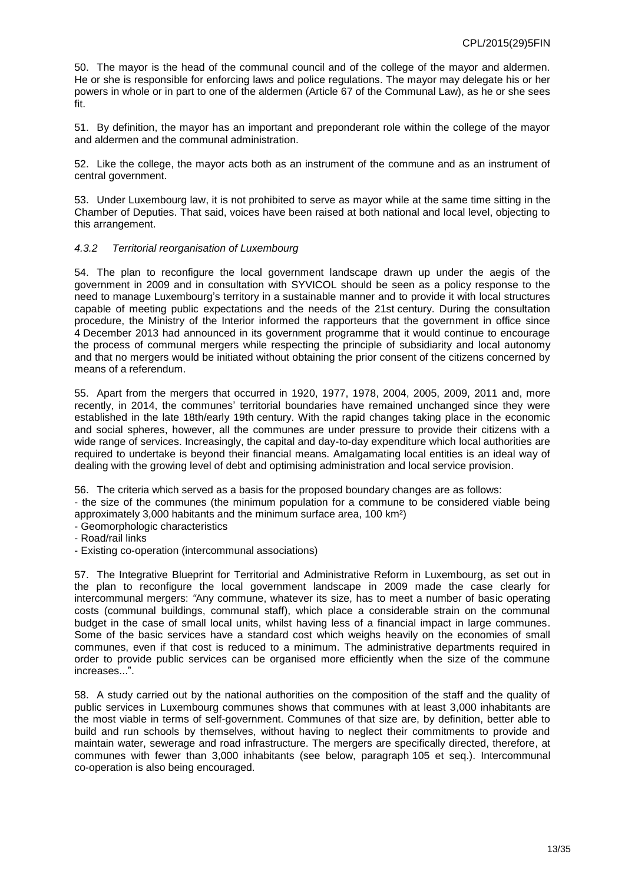50. The mayor is the head of the communal council and of the college of the mayor and aldermen. He or she is responsible for enforcing laws and police regulations. The mayor may delegate his or her powers in whole or in part to one of the aldermen (Article 67 of the Communal Law), as he or she sees fit.

51. By definition, the mayor has an important and preponderant role within the college of the mayor and aldermen and the communal administration.

52. Like the college, the mayor acts both as an instrument of the commune and as an instrument of central government.

53. Under Luxembourg law, it is not prohibited to serve as mayor while at the same time sitting in the Chamber of Deputies. That said, voices have been raised at both national and local level, objecting to this arrangement.

### *4.3.2 Territorial reorganisation of Luxembourg*

54. The plan to reconfigure the local government landscape drawn up under the aegis of the government in 2009 and in consultation with SYVICOL should be seen as a policy response to the need to manage Luxembourg's territory in a sustainable manner and to provide it with local structures capable of meeting public expectations and the needs of the 21st century. During the consultation procedure, the Ministry of the Interior informed the rapporteurs that the government in office since 4 December 2013 had announced in its government programme that it would continue to encourage the process of communal mergers while respecting the principle of subsidiarity and local autonomy and that no mergers would be initiated without obtaining the prior consent of the citizens concerned by means of a referendum.

55. Apart from the mergers that occurred in 1920, 1977, 1978, 2004, 2005, 2009, 2011 and, more recently, in 2014, the communes' territorial boundaries have remained unchanged since they were established in the late 18th/early 19th century. With the rapid changes taking place in the economic and social spheres, however, all the communes are under pressure to provide their citizens with a wide range of services. Increasingly, the capital and day-to-day expenditure which local authorities are required to undertake is beyond their financial means. Amalgamating local entities is an ideal way of dealing with the growing level of debt and optimising administration and local service provision.

56. The criteria which served as a basis for the proposed boundary changes are as follows:
- the size of the communes (the minimum population for a commune to be considered viable being approximately 3,000 habitants and the minimum surface area, 100 km²)
- Geomorphologic characteristics
- Road/rail links
- Existing co-operation (intercommunal associations)

57. The Integrative Blueprint for Territorial and Administrative Reform in Luxembourg, as set out in the plan to reconfigure the local government landscape in 2009 made the case clearly for intercommunal mergers: "Any commune, whatever its size, has to meet a number of basic operating costs (communal buildings, communal staff), which place a considerable strain on the communal budget in the case of small local units, whilst having less of a financial impact in large communes. Some of the basic services have a standard cost which weighs heavily on the economies of small communes, even if that cost is reduced to a minimum. The administrative departments required in order to provide public services can be organised more efficiently when the size of the commune increases...".

58. A study carried out by the national authorities on the composition of the staff and the quality of public services in Luxembourg communes shows that communes with at least 3,000 inhabitants are the most viable in terms of self-government. Communes of that size are, by definition, better able to build and run schools by themselves, without having to neglect their commitments to provide and maintain water, sewerage and road infrastructure. The mergers are specifically directed, therefore, at communes with fewer than 3,000 inhabitants (see below, paragraph 105 et seq.). Intercommunal co-operation is also being encouraged.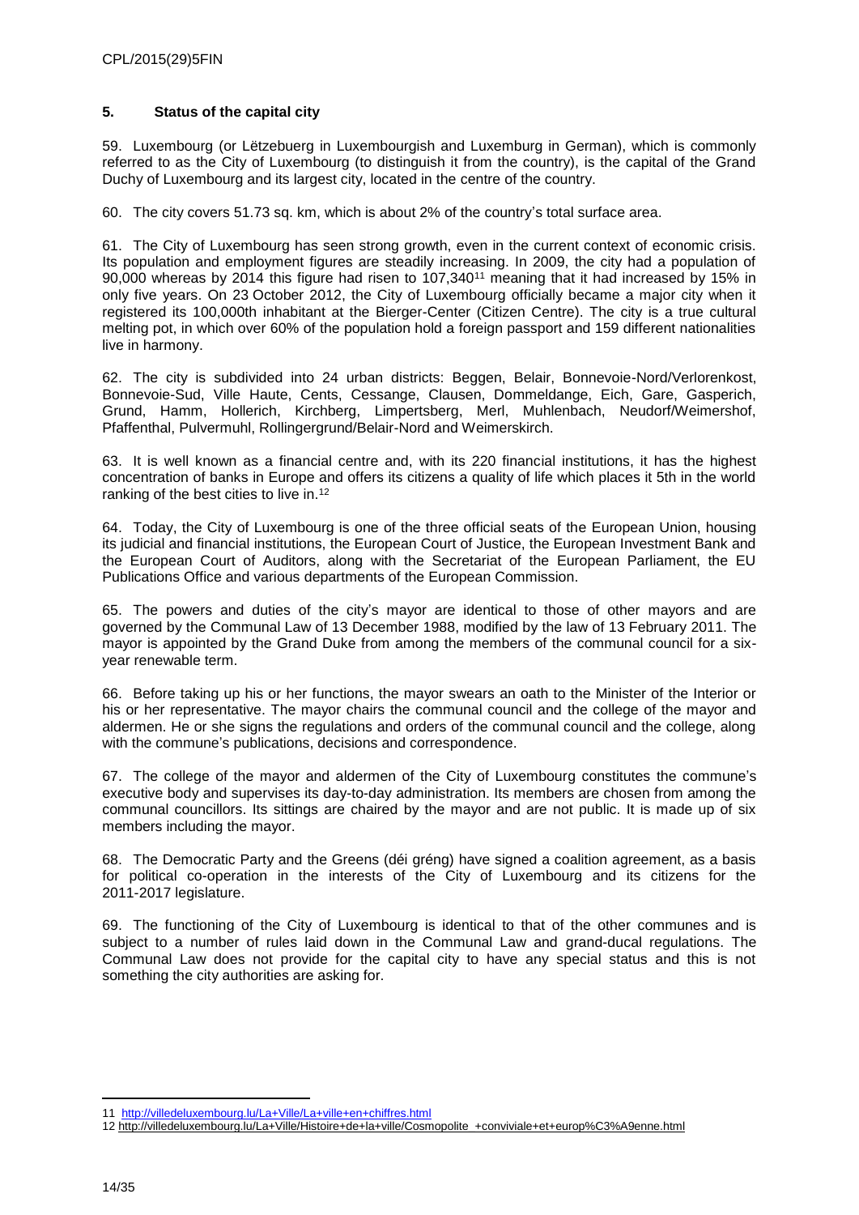## 5. Status of the capital city

59. Luxembourg (or Lëtzebuerg in Luxembourgish and Luxemburg in German), which is commonly referred to as the City of Luxembourg (to distinguish it from the country), is the capital of the Grand Duchy of Luxembourg and its largest city, located in the centre of the country.

60. The city covers 51.73 sq. km, which is about 2% of the country's total surface area.

61. The City of Luxembourg has seen strong growth, even in the current context of economic crisis. Its population and employment figures are steadily increasing. In 2009, the city had a population of 90,000 whereas by 2014 this figure had risen to 107,340[11] meaning that it had increased by 15% in only five years. On 23 October 2012, the City of Luxembourg officially became a major city when it registered its 100,000th inhabitant at the Bierger-Center (Citizen Centre). The city is a true cultural melting pot, in which over 60% of the population hold a foreign passport and 159 different nationalities live in harmony.

62. The city is subdivided into 24 urban districts: Beggen, Belair, Bonnevoie-Nord/Verlorenkost, Bonnevoie-Sud, Ville Haute, Cents, Cessange, Clausen, Dommeldange, Eich, Gare, Gasperich, Grund, Hamm, Hollerich, Kirchberg, Limpertsberg, Merl, Muhlenbach, Neudorf/Weimershof, Pfaffenthal, Pulvermuhl, Rollingergrund/Belair-Nord and Weimerskirch.

63. It is well known as a financial centre and, with its 220 financial institutions, it has the highest concentration of banks in Europe and offers its citizens a quality of life which places it 5th in the world ranking of the best cities to live in.[12]

64. Today, the City of Luxembourg is one of the three official seats of the European Union, housing its judicial and financial institutions, the European Court of Justice, the European Investment Bank and the European Court of Auditors, along with the Secretariat of the European Parliament, the EU Publications Office and various departments of the European Commission.

65. The powers and duties of the city's mayor are identical to those of other mayors and are governed by the Communal Law of 13 December 1988, modified by the law of 13 February 2011. The mayor is appointed by the Grand Duke from among the members of the communal council for a six-year renewable term.

66. Before taking up his or her functions, the mayor swears an oath to the Minister of the Interior or his or her representative. The mayor chairs the communal council and the college of the mayor and aldermen. He or she signs the regulations and orders of the communal council and the college, along with the commune's publications, decisions and correspondence.

67. The college of the mayor and aldermen of the City of Luxembourg constitutes the commune's executive body and supervises its day-to-day administration. Its members are chosen from among the communal councillors. Its sittings are chaired by the mayor and are not public. It is made up of six members including the mayor.

68. The Democratic Party and the Greens (déi gréng) have signed a coalition agreement, as a basis for political co-operation in the interests of the City of Luxembourg and its citizens for the 2011-2017 legislature.

69. The functioning of the City of Luxembourg is identical to that of the other communes and is subject to a number of rules laid down in the Communal Law and grand-ducal regulations. The Communal Law does not provide for the capital city to have any special status and this is not something the city authorities are asking for.

---

11 http://villedeluxembourg.lu/La+Ville/La+ville+en+chiffres.html

12 http://villedeluxembourg.lu/La+Ville/Histoire+de+la+ville/Cosmopolite_+conviviale+et+europ%C3%A9enne.html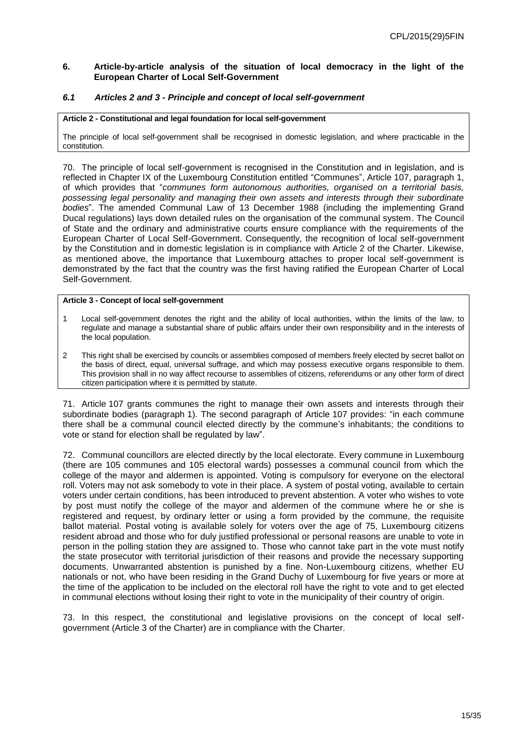## 6. Article-by-article analysis of the situation of local democracy in the light of the European Charter of Local Self-Government

### *6.1 Articles 2 and 3 - Principle and concept of local self-government*

| **Article 2 - Constitutional and legal foundation for local self-government** |
|---|
| The principle of local self-government shall be recognised in domestic legislation, and where practicable in the constitution. |

70. The principle of local self-government is recognised in the Constitution and in legislation, and is reflected in Chapter IX of the Luxembourg Constitution entitled "Communes", Article 107, paragraph 1, of which provides that "*communes form autonomous authorities, organised on a territorial basis, possessing legal personality and managing their own assets and interests through their subordinate bodies*". The amended Communal Law of 13 December 1988 (including the implementing Grand Ducal regulations) lays down detailed rules on the organisation of the communal system. The Council of State and the ordinary and administrative courts ensure compliance with the requirements of the European Charter of Local Self-Government. Consequently, the recognition of local self-government by the Constitution and in domestic legislation is in compliance with Article 2 of the Charter. Likewise, as mentioned above, the importance that Luxembourg attaches to proper local self-government is demonstrated by the fact that the country was the first having ratified the European Charter of Local Self-Government.

| **Article 3 - Concept of local self-government** |
|---|
| 1 Local self-government denotes the right and the ability of local authorities, within the limits of the law, to regulate and manage a substantial share of public affairs under their own responsibility and in the interests of the local population. |
| 2 This right shall be exercised by councils or assemblies composed of members freely elected by secret ballot on the basis of direct, equal, universal suffrage, and which may possess executive organs responsible to them. This provision shall in no way affect recourse to assemblies of citizens, referendums or any other form of direct citizen participation where it is permitted by statute. |

71. Article 107 grants communes the right to manage their own assets and interests through their subordinate bodies (paragraph 1). The second paragraph of Article 107 provides: "in each commune there shall be a communal council elected directly by the commune's inhabitants; the conditions to vote or stand for election shall be regulated by law".

72. Communal councillors are elected directly by the local electorate. Every commune in Luxembourg (there are 105 communes and 105 electoral wards) possesses a communal council from which the college of the mayor and aldermen is appointed. Voting is compulsory for everyone on the electoral roll. Voters may not ask somebody to vote in their place. A system of postal voting, available to certain voters under certain conditions, has been introduced to prevent abstention. A voter who wishes to vote by post must notify the college of the mayor and aldermen of the commune where he or she is registered and request, by ordinary letter or using a form provided by the commune, the requisite ballot material. Postal voting is available solely for voters over the age of 75, Luxembourg citizens resident abroad and those who for duly justified professional or personal reasons are unable to vote in person in the polling station they are assigned to. Those who cannot take part in the vote must notify the state prosecutor with territorial jurisdiction of their reasons and provide the necessary supporting documents. Unwarranted abstention is punished by a fine. Non-Luxembourg citizens, whether EU nationals or not, who have been residing in the Grand Duchy of Luxembourg for five years or more at the time of the application to be included on the electoral roll have the right to vote and to get elected in communal elections without losing their right to vote in the municipality of their country of origin.

73. In this respect, the constitutional and legislative provisions on the concept of local self-government (Article 3 of the Charter) are in compliance with the Charter.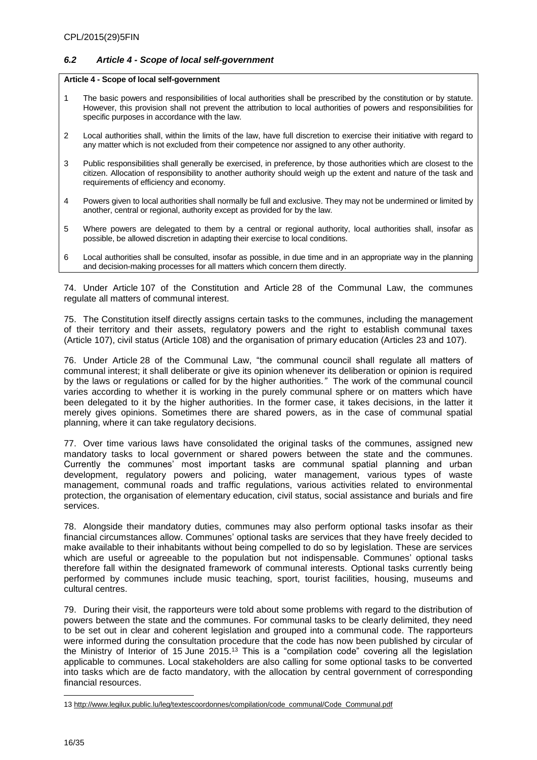### *6.2 Article 4 - Scope of local self-government*

**Article 4 - Scope of local self-government**

1. The basic powers and responsibilities of local authorities shall be prescribed by the constitution or by statute. However, this provision shall not prevent the attribution to local authorities of powers and responsibilities for specific purposes in accordance with the law.
2. Local authorities shall, within the limits of the law, have full discretion to exercise their initiative with regard to any matter which is not excluded from their competence nor assigned to any other authority.
3. Public responsibilities shall generally be exercised, in preference, by those authorities which are closest to the citizen. Allocation of responsibility to another authority should weigh up the extent and nature of the task and requirements of efficiency and economy.
4. Powers given to local authorities shall normally be full and exclusive. They may not be undermined or limited by another, central or regional, authority except as provided for by the law.
5. Where powers are delegated to them by a central or regional authority, local authorities shall, insofar as possible, be allowed discretion in adapting their exercise to local conditions.
6. Local authorities shall be consulted, insofar as possible, in due time and in an appropriate way in the planning and decision-making processes for all matters which concern them directly.

74. Under Article 107 of the Constitution and Article 28 of the Communal Law, the communes regulate all matters of communal interest.

75. The Constitution itself directly assigns certain tasks to the communes, including the management of their territory and their assets, regulatory powers and the right to establish communal taxes (Article 107), civil status (Article 108) and the organisation of primary education (Articles 23 and 107).

76. Under Article 28 of the Communal Law, "the communal council shall regulate all matters of communal interest; it shall deliberate or give its opinion whenever its deliberation or opinion is required by the laws or regulations or called for by the higher authorities*."* The work of the communal council varies according to whether it is working in the purely communal sphere or on matters which have been delegated to it by the higher authorities. In the former case, it takes decisions, in the latter it merely gives opinions. Sometimes there are shared powers, as in the case of communal spatial planning, where it can take regulatory decisions.

77. Over time various laws have consolidated the original tasks of the communes, assigned new mandatory tasks to local government or shared powers between the state and the communes. Currently the communes' most important tasks are communal spatial planning and urban development, regulatory powers and policing, water management, various types of waste management, communal roads and traffic regulations, various activities related to environmental protection, the organisation of elementary education, civil status, social assistance and burials and fire services.

78. Alongside their mandatory duties, communes may also perform optional tasks insofar as their financial circumstances allow. Communes' optional tasks are services that they have freely decided to make available to their inhabitants without being compelled to do so by legislation. These are services which are useful or agreeable to the population but not indispensable. Communes' optional tasks therefore fall within the designated framework of communal interests. Optional tasks currently being performed by communes include music teaching, sport, tourist facilities, housing, museums and cultural centres.

79. During their visit, the rapporteurs were told about some problems with regard to the distribution of powers between the state and the communes. For communal tasks to be clearly delimited, they need to be set out in clear and coherent legislation and grouped into a communal code. The rapporteurs were informed during the consultation procedure that the code has now been published by circular of the Ministry of Interior of 15 June 2015.[13] This is a "compilation code" covering all the legislation applicable to communes. Local stakeholders are also calling for some optional tasks to be converted into tasks which are de facto mandatory, with the allocation by central government of corresponding financial resources.

---

13 http://www.legilux.public.lu/leg/textescoordonnes/compilation/code_communal/Code_Communal.pdf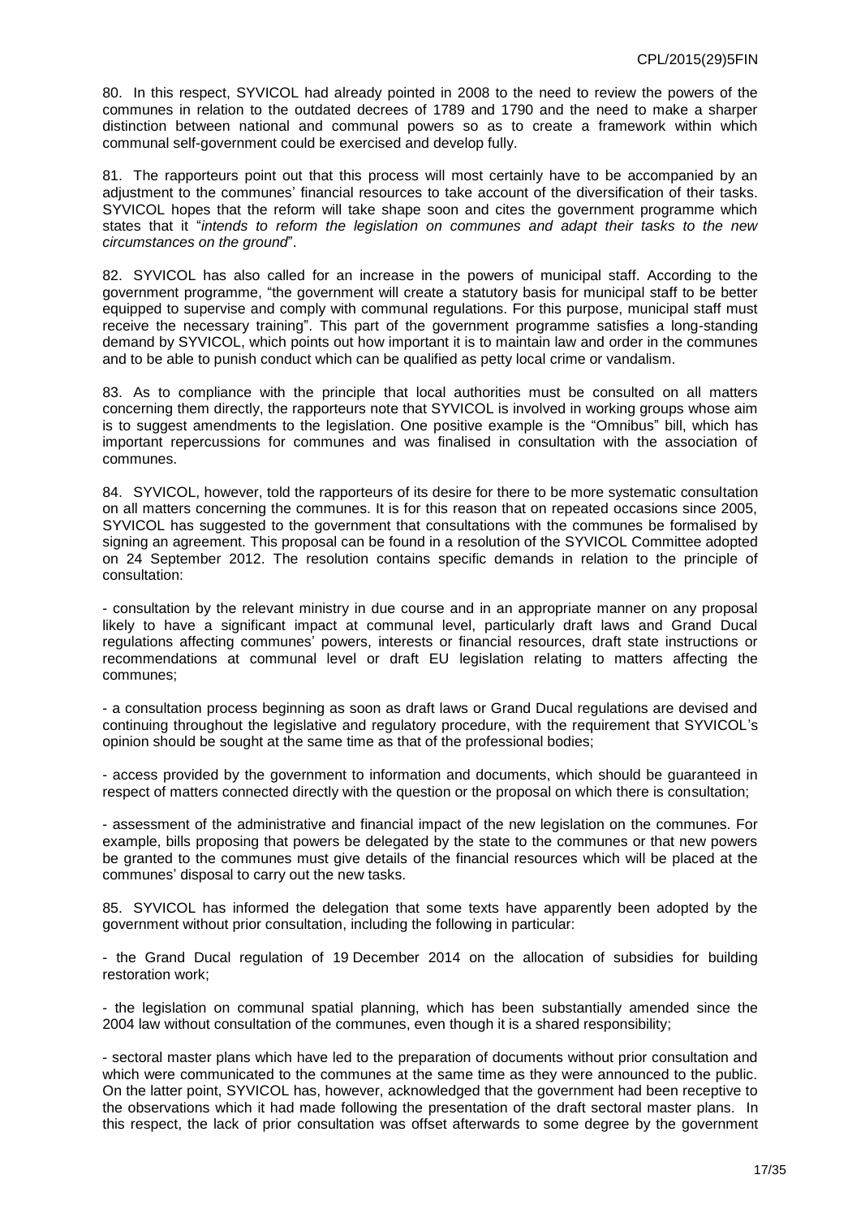80. In this respect, SYVICOL had already pointed in 2008 to the need to review the powers of the communes in relation to the outdated decrees of 1789 and 1790 and the need to make a sharper distinction between national and communal powers so as to create a framework within which communal self-government could be exercised and develop fully.

81. The rapporteurs point out that this process will most certainly have to be accompanied by an adjustment to the communes' financial resources to take account of the diversification of their tasks. SYVICOL hopes that the reform will take shape soon and cites the government programme which states that it "*intends to reform the legislation on communes and adapt their tasks to the new circumstances on the ground*".

82. SYVICOL has also called for an increase in the powers of municipal staff. According to the government programme, "the government will create a statutory basis for municipal staff to be better equipped to supervise and comply with communal regulations. For this purpose, municipal staff must receive the necessary training". This part of the government programme satisfies a long-standing demand by SYVICOL, which points out how important it is to maintain law and order in the communes and to be able to punish conduct which can be qualified as petty local crime or vandalism.

83. As to compliance with the principle that local authorities must be consulted on all matters concerning them directly, the rapporteurs note that SYVICOL is involved in working groups whose aim is to suggest amendments to the legislation. One positive example is the "Omnibus" bill, which has important repercussions for communes and was finalised in consultation with the association of communes.

84. SYVICOL, however, told the rapporteurs of its desire for there to be more systematic consultation on all matters concerning the communes. It is for this reason that on repeated occasions since 2005, SYVICOL has suggested to the government that consultations with the communes be formalised by signing an agreement. This proposal can be found in a resolution of the SYVICOL Committee adopted on 24 September 2012. The resolution contains specific demands in relation to the principle of consultation:

- consultation by the relevant ministry in due course and in an appropriate manner on any proposal likely to have a significant impact at communal level, particularly draft laws and Grand Ducal regulations affecting communes' powers, interests or financial resources, draft state instructions or recommendations at communal level or draft EU legislation relating to matters affecting the communes;

- a consultation process beginning as soon as draft laws or Grand Ducal regulations are devised and continuing throughout the legislative and regulatory procedure, with the requirement that SYVICOL's opinion should be sought at the same time as that of the professional bodies;

- access provided by the government to information and documents, which should be guaranteed in respect of matters connected directly with the question or the proposal on which there is consultation;

- assessment of the administrative and financial impact of the new legislation on the communes. For example, bills proposing that powers be delegated by the state to the communes or that new powers be granted to the communes must give details of the financial resources which will be placed at the communes' disposal to carry out the new tasks.

85. SYVICOL has informed the delegation that some texts have apparently been adopted by the government without prior consultation, including the following in particular:

- the Grand Ducal regulation of 19 December 2014 on the allocation of subsidies for building restoration work;

- the legislation on communal spatial planning, which has been substantially amended since the 2004 law without consultation of the communes, even though it is a shared responsibility;

- sectoral master plans which have led to the preparation of documents without prior consultation and which were communicated to the communes at the same time as they were announced to the public. On the latter point, SYVICOL has, however, acknowledged that the government had been receptive to the observations which it had made following the presentation of the draft sectoral master plans. In this respect, the lack of prior consultation was offset afterwards to some degree by the government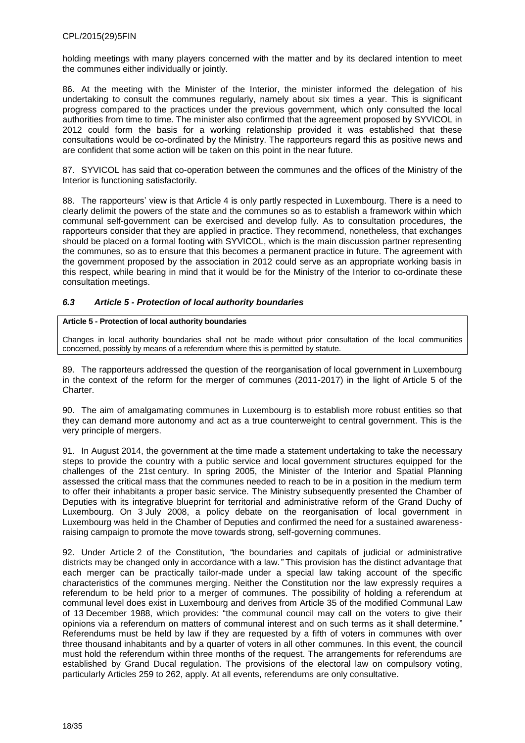holding meetings with many players concerned with the matter and by its declared intention to meet the communes either individually or jointly.

86. At the meeting with the Minister of the Interior, the minister informed the delegation of his undertaking to consult the communes regularly, namely about six times a year. This is significant progress compared to the practices under the previous government, which only consulted the local authorities from time to time. The minister also confirmed that the agreement proposed by SYVICOL in 2012 could form the basis for a working relationship provided it was established that these consultations would be co-ordinated by the Ministry. The rapporteurs regard this as positive news and are confident that some action will be taken on this point in the near future.

87. SYVICOL has said that co-operation between the communes and the offices of the Ministry of the Interior is functioning satisfactorily.

88. The rapporteurs' view is that Article 4 is only partly respected in Luxembourg. There is a need to clearly delimit the powers of the state and the communes so as to establish a framework within which communal self-government can be exercised and develop fully. As to consultation procedures, the rapporteurs consider that they are applied in practice. They recommend, nonetheless, that exchanges should be placed on a formal footing with SYVICOL, which is the main discussion partner representing the communes, so as to ensure that this becomes a permanent practice in future. The agreement with the government proposed by the association in 2012 could serve as an appropriate working basis in this respect, while bearing in mind that it would be for the Ministry of the Interior to co-ordinate these consultation meetings.

### *6.3 Article 5 - Protection of local authority boundaries*

| **Article 5 - Protection of local authority boundaries** |
|---|
| Changes in local authority boundaries shall not be made without prior consultation of the local communities concerned, possibly by means of a referendum where this is permitted by statute. |

89. The rapporteurs addressed the question of the reorganisation of local government in Luxembourg in the context of the reform for the merger of communes (2011-2017) in the light of Article 5 of the Charter.

90. The aim of amalgamating communes in Luxembourg is to establish more robust entities so that they can demand more autonomy and act as a true counterweight to central government. This is the very principle of mergers.

91. In August 2014, the government at the time made a statement undertaking to take the necessary steps to provide the country with a public service and local government structures equipped for the challenges of the 21st century. In spring 2005, the Minister of the Interior and Spatial Planning assessed the critical mass that the communes needed to reach to be in a position in the medium term to offer their inhabitants a proper basic service. The Ministry subsequently presented the Chamber of Deputies with its integrative blueprint for territorial and administrative reform of the Grand Duchy of Luxembourg. On 3 July 2008, a policy debate on the reorganisation of local government in Luxembourg was held in the Chamber of Deputies and confirmed the need for a sustained awareness-raising campaign to promote the move towards strong, self-governing communes.

92. Under Article 2 of the Constitution, *"*the boundaries and capitals of judicial or administrative districts may be changed only in accordance with a law.*"* This provision has the distinct advantage that each merger can be practically tailor-made under a special law taking account of the specific characteristics of the communes merging. Neither the Constitution nor the law expressly requires a referendum to be held prior to a merger of communes. The possibility of holding a referendum at communal level does exist in Luxembourg and derives from Article 35 of the modified Communal Law of 13 December 1988, which provides: "the communal council may call on the voters to give their opinions via a referendum on matters of communal interest and on such terms as it shall determine." Referendums must be held by law if they are requested by a fifth of voters in communes with over three thousand inhabitants and by a quarter of voters in all other communes. In this event, the council must hold the referendum within three months of the request. The arrangements for referendums are established by Grand Ducal regulation. The provisions of the electoral law on compulsory voting, particularly Articles 259 to 262, apply. At all events, referendums are only consultative.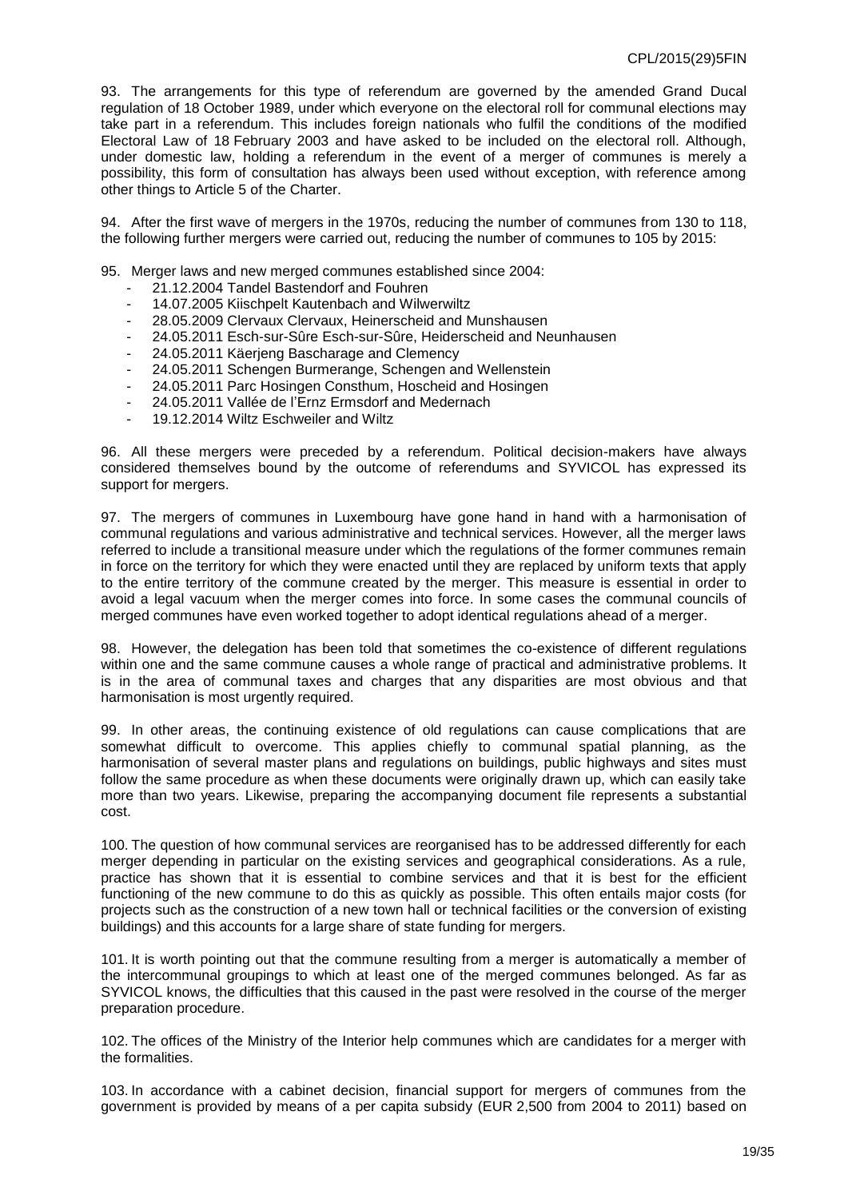93. The arrangements for this type of referendum are governed by the amended Grand Ducal regulation of 18 October 1989, under which everyone on the electoral roll for communal elections may take part in a referendum. This includes foreign nationals who fulfil the conditions of the modified Electoral Law of 18 February 2003 and have asked to be included on the electoral roll. Although, under domestic law, holding a referendum in the event of a merger of communes is merely a possibility, this form of consultation has always been used without exception, with reference among other things to Article 5 of the Charter.

94. After the first wave of mergers in the 1970s, reducing the number of communes from 130 to 118, the following further mergers were carried out, reducing the number of communes to 105 by 2015:

95. Merger laws and new merged communes established since 2004:

- 21.12.2004 Tandel Bastendorf and Fouhren
- 14.07.2005 Kiischpelt Kautenbach and Wilwerwiltz
- 28.05.2009 Clervaux Clervaux, Heinerscheid and Munshausen
- 24.05.2011 Esch-sur-Sûre Esch-sur-Sûre, Heiderscheid and Neunhausen
- 24.05.2011 Käerjeng Bascharage and Clemency
- 24.05.2011 Schengen Burmerange, Schengen and Wellenstein
- 24.05.2011 Parc Hosingen Consthum, Hoscheid and Hosingen
- 24.05.2011 Vallée de l'Ernz Ermsdorf and Medernach
- 19.12.2014 Wiltz Eschweiler and Wiltz

96. All these mergers were preceded by a referendum. Political decision-makers have always considered themselves bound by the outcome of referendums and SYVICOL has expressed its support for mergers.

97. The mergers of communes in Luxembourg have gone hand in hand with a harmonisation of communal regulations and various administrative and technical services. However, all the merger laws referred to include a transitional measure under which the regulations of the former communes remain in force on the territory for which they were enacted until they are replaced by uniform texts that apply to the entire territory of the commune created by the merger. This measure is essential in order to avoid a legal vacuum when the merger comes into force. In some cases the communal councils of merged communes have even worked together to adopt identical regulations ahead of a merger.

98. However, the delegation has been told that sometimes the co-existence of different regulations within one and the same commune causes a whole range of practical and administrative problems. It is in the area of communal taxes and charges that any disparities are most obvious and that harmonisation is most urgently required.

99. In other areas, the continuing existence of old regulations can cause complications that are somewhat difficult to overcome. This applies chiefly to communal spatial planning, as the harmonisation of several master plans and regulations on buildings, public highways and sites must follow the same procedure as when these documents were originally drawn up, which can easily take more than two years. Likewise, preparing the accompanying document file represents a substantial cost.

100. The question of how communal services are reorganised has to be addressed differently for each merger depending in particular on the existing services and geographical considerations. As a rule, practice has shown that it is essential to combine services and that it is best for the efficient functioning of the new commune to do this as quickly as possible. This often entails major costs (for projects such as the construction of a new town hall or technical facilities or the conversion of existing buildings) and this accounts for a large share of state funding for mergers.

101. It is worth pointing out that the commune resulting from a merger is automatically a member of the intercommunal groupings to which at least one of the merged communes belonged. As far as SYVICOL knows, the difficulties that this caused in the past were resolved in the course of the merger preparation procedure.

102. The offices of the Ministry of the Interior help communes which are candidates for a merger with the formalities.

103. In accordance with a cabinet decision, financial support for mergers of communes from the government is provided by means of a per capita subsidy (EUR 2,500 from 2004 to 2011) based on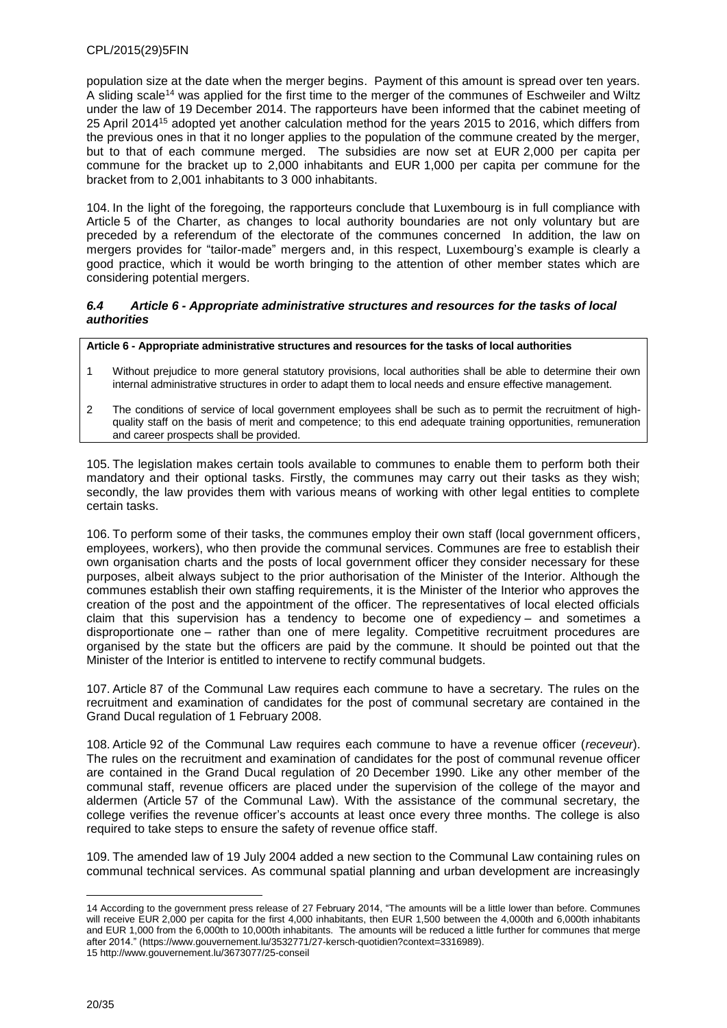population size at the date when the merger begins. Payment of this amount is spread over ten years. A sliding scale[14] was applied for the first time to the merger of the communes of Eschweiler and Wiltz under the law of 19 December 2014. The rapporteurs have been informed that the cabinet meeting of 25 April 2014[15] adopted yet another calculation method for the years 2015 to 2016, which differs from the previous ones in that it no longer applies to the population of the commune created by the merger, but to that of each commune merged. The subsidies are now set at EUR 2,000 per capita per commune for the bracket up to 2,000 inhabitants and EUR 1,000 per capita per commune for the bracket from to 2,001 inhabitants to 3 000 inhabitants.

104. In the light of the foregoing, the rapporteurs conclude that Luxembourg is in full compliance with Article 5 of the Charter, as changes to local authority boundaries are not only voluntary but are preceded by a referendum of the electorate of the communes concerned In addition, the law on mergers provides for "tailor-made" mergers and, in this respect, Luxembourg's example is clearly a good practice, which it would be worth bringing to the attention of other member states which are considering potential mergers.

### *6.4 Article 6 - Appropriate administrative structures and resources for the tasks of local authorities*

**Article 6 - Appropriate administrative structures and resources for the tasks of local authorities**

1. Without prejudice to more general statutory provisions, local authorities shall be able to determine their own internal administrative structures in order to adapt them to local needs and ensure effective management.
2. The conditions of service of local government employees shall be such as to permit the recruitment of high-quality staff on the basis of merit and competence; to this end adequate training opportunities, remuneration and career prospects shall be provided.

105. The legislation makes certain tools available to communes to enable them to perform both their mandatory and their optional tasks. Firstly, the communes may carry out their tasks as they wish; secondly, the law provides them with various means of working with other legal entities to complete certain tasks.

106. To perform some of their tasks, the communes employ their own staff (local government officers, employees, workers), who then provide the communal services. Communes are free to establish their own organisation charts and the posts of local government officer they consider necessary for these purposes, albeit always subject to the prior authorisation of the Minister of the Interior. Although the communes establish their own staffing requirements, it is the Minister of the Interior who approves the creation of the post and the appointment of the officer. The representatives of local elected officials claim that this supervision has a tendency to become one of expediency – and sometimes a disproportionate one – rather than one of mere legality. Competitive recruitment procedures are organised by the state but the officers are paid by the commune. It should be pointed out that the Minister of the Interior is entitled to intervene to rectify communal budgets.

107. Article 87 of the Communal Law requires each commune to have a secretary. The rules on the recruitment and examination of candidates for the post of communal secretary are contained in the Grand Ducal regulation of 1 February 2008.

108. Article 92 of the Communal Law requires each commune to have a revenue officer (*receveur*). The rules on the recruitment and examination of candidates for the post of communal revenue officer are contained in the Grand Ducal regulation of 20 December 1990. Like any other member of the communal staff, revenue officers are placed under the supervision of the college of the mayor and aldermen (Article 57 of the Communal Law). With the assistance of the communal secretary, the college verifies the revenue officer's accounts at least once every three months. The college is also required to take steps to ensure the safety of revenue office staff.

109. The amended law of 19 July 2004 added a new section to the Communal Law containing rules on communal technical services. As communal spatial planning and urban development are increasingly

---

14 According to the government press release of 27 February 2014, "The amounts will be a little lower than before. Communes will receive EUR 2,000 per capita for the first 4,000 inhabitants, then EUR 1,500 between the 4,000th and 6,000th inhabitants and EUR 1,000 from the 6,000th to 10,000th inhabitants. The amounts will be reduced a little further for communes that merge after 2014." (https://www.gouvernement.lu/3532771/27-kersch-quotidien?context=3316989).

15 http://www.gouvernement.lu/3673077/25-conseil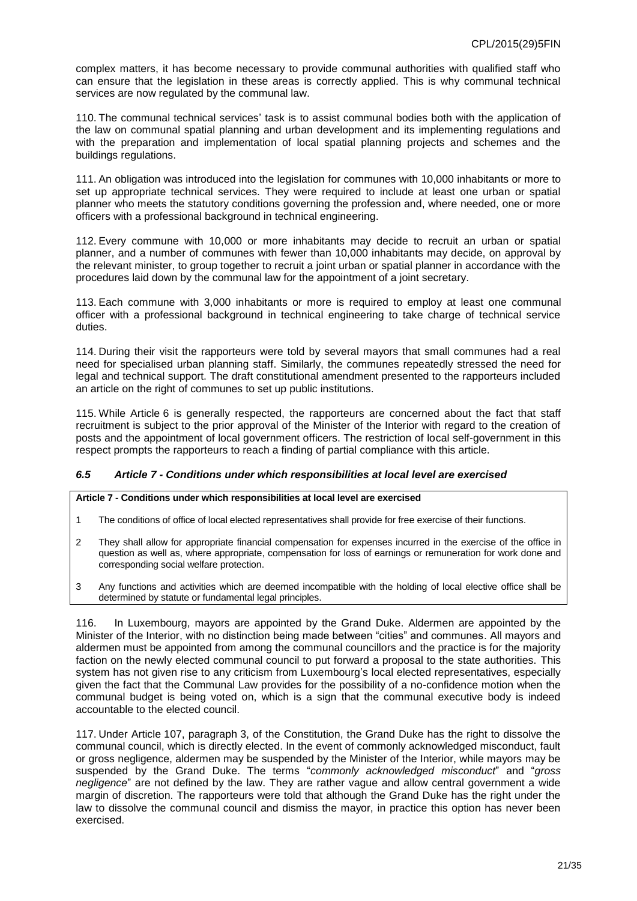complex matters, it has become necessary to provide communal authorities with qualified staff who can ensure that the legislation in these areas is correctly applied. This is why communal technical services are now regulated by the communal law.

110. The communal technical services' task is to assist communal bodies both with the application of the law on communal spatial planning and urban development and its implementing regulations and with the preparation and implementation of local spatial planning projects and schemes and the buildings regulations.

111. An obligation was introduced into the legislation for communes with 10,000 inhabitants or more to set up appropriate technical services. They were required to include at least one urban or spatial planner who meets the statutory conditions governing the profession and, where needed, one or more officers with a professional background in technical engineering.

112. Every commune with 10,000 or more inhabitants may decide to recruit an urban or spatial planner, and a number of communes with fewer than 10,000 inhabitants may decide, on approval by the relevant minister, to group together to recruit a joint urban or spatial planner in accordance with the procedures laid down by the communal law for the appointment of a joint secretary.

113. Each commune with 3,000 inhabitants or more is required to employ at least one communal officer with a professional background in technical engineering to take charge of technical service duties.

114. During their visit the rapporteurs were told by several mayors that small communes had a real need for specialised urban planning staff. Similarly, the communes repeatedly stressed the need for legal and technical support. The draft constitutional amendment presented to the rapporteurs included an article on the right of communes to set up public institutions.

115. While Article 6 is generally respected, the rapporteurs are concerned about the fact that staff recruitment is subject to the prior approval of the Minister of the Interior with regard to the creation of posts and the appointment of local government officers. The restriction of local self-government in this respect prompts the rapporteurs to reach a finding of partial compliance with this article.

### *6.5 Article 7 - Conditions under which responsibilities at local level are exercised*

**Article 7 - Conditions under which responsibilities at local level are exercised**

1 The conditions of office of local elected representatives shall provide for free exercise of their functions.

2 They shall allow for appropriate financial compensation for expenses incurred in the exercise of the office in question as well as, where appropriate, compensation for loss of earnings or remuneration for work done and corresponding social welfare protection.

3 Any functions and activities which are deemed incompatible with the holding of local elective office shall be determined by statute or fundamental legal principles.

116. In Luxembourg, mayors are appointed by the Grand Duke. Aldermen are appointed by the Minister of the Interior, with no distinction being made between "cities" and communes. All mayors and aldermen must be appointed from among the communal councillors and the practice is for the majority faction on the newly elected communal council to put forward a proposal to the state authorities. This system has not given rise to any criticism from Luxembourg's local elected representatives, especially given the fact that the Communal Law provides for the possibility of a no-confidence motion when the communal budget is being voted on, which is a sign that the communal executive body is indeed accountable to the elected council.

117. Under Article 107, paragraph 3, of the Constitution, the Grand Duke has the right to dissolve the communal council, which is directly elected. In the event of commonly acknowledged misconduct, fault or gross negligence, aldermen may be suspended by the Minister of the Interior, while mayors may be suspended by the Grand Duke. The terms "*commonly acknowledged misconduct*" and "*gross negligence*" are not defined by the law. They are rather vague and allow central government a wide margin of discretion. The rapporteurs were told that although the Grand Duke has the right under the law to dissolve the communal council and dismiss the mayor, in practice this option has never been exercised.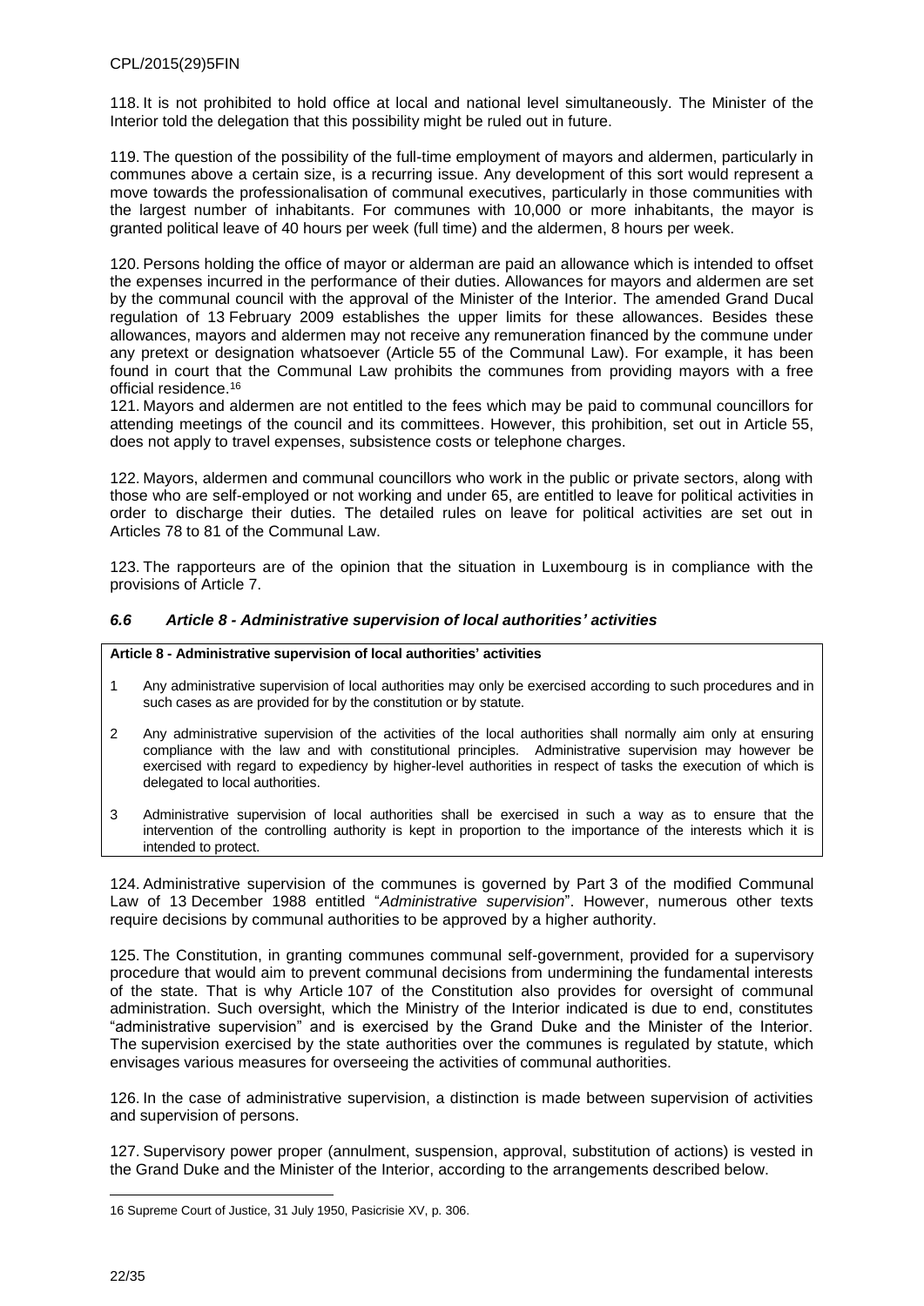118. It is not prohibited to hold office at local and national level simultaneously. The Minister of the Interior told the delegation that this possibility might be ruled out in future.

119. The question of the possibility of the full-time employment of mayors and aldermen, particularly in communes above a certain size, is a recurring issue. Any development of this sort would represent a move towards the professionalisation of communal executives, particularly in those communities with the largest number of inhabitants. For communes with 10,000 or more inhabitants, the mayor is granted political leave of 40 hours per week (full time) and the aldermen, 8 hours per week.

120. Persons holding the office of mayor or alderman are paid an allowance which is intended to offset the expenses incurred in the performance of their duties. Allowances for mayors and aldermen are set by the communal council with the approval of the Minister of the Interior. The amended Grand Ducal regulation of 13 February 2009 establishes the upper limits for these allowances. Besides these allowances, mayors and aldermen may not receive any remuneration financed by the commune under any pretext or designation whatsoever (Article 55 of the Communal Law). For example, it has been found in court that the Communal Law prohibits the communes from providing mayors with a free official residence.[16]

121. Mayors and aldermen are not entitled to the fees which may be paid to communal councillors for attending meetings of the council and its committees. However, this prohibition, set out in Article 55, does not apply to travel expenses, subsistence costs or telephone charges.

122. Mayors, aldermen and communal councillors who work in the public or private sectors, along with those who are self-employed or not working and under 65, are entitled to leave for political activities in order to discharge their duties. The detailed rules on leave for political activities are set out in Articles 78 to 81 of the Communal Law.

123. The rapporteurs are of the opinion that the situation in Luxembourg is in compliance with the provisions of Article 7.

### *6.6 Article 8 - Administrative supervision of local authorities' activities*

**Article 8 - Administrative supervision of local authorities' activities**

1. Any administrative supervision of local authorities may only be exercised according to such procedures and in such cases as are provided for by the constitution or by statute.
2. Any administrative supervision of the activities of the local authorities shall normally aim only at ensuring compliance with the law and with constitutional principles. Administrative supervision may however be exercised with regard to expediency by higher-level authorities in respect of tasks the execution of which is delegated to local authorities.
3. Administrative supervision of local authorities shall be exercised in such a way as to ensure that the intervention of the controlling authority is kept in proportion to the importance of the interests which it is intended to protect.

124. Administrative supervision of the communes is governed by Part 3 of the modified Communal Law of 13 December 1988 entitled "*Administrative supervision*". However, numerous other texts require decisions by communal authorities to be approved by a higher authority.

125. The Constitution, in granting communes communal self-government, provided for a supervisory procedure that would aim to prevent communal decisions from undermining the fundamental interests of the state. That is why Article 107 of the Constitution also provides for oversight of communal administration. Such oversight, which the Ministry of the Interior indicated is due to end, constitutes "administrative supervision" and is exercised by the Grand Duke and the Minister of the Interior. The supervision exercised by the state authorities over the communes is regulated by statute, which envisages various measures for overseeing the activities of communal authorities.

126. In the case of administrative supervision, a distinction is made between supervision of activities and supervision of persons.

127. Supervisory power proper (annulment, suspension, approval, substitution of actions) is vested in the Grand Duke and the Minister of the Interior, according to the arrangements described below.

---

16 Supreme Court of Justice, 31 July 1950, Pasicrisie XV, p. 306.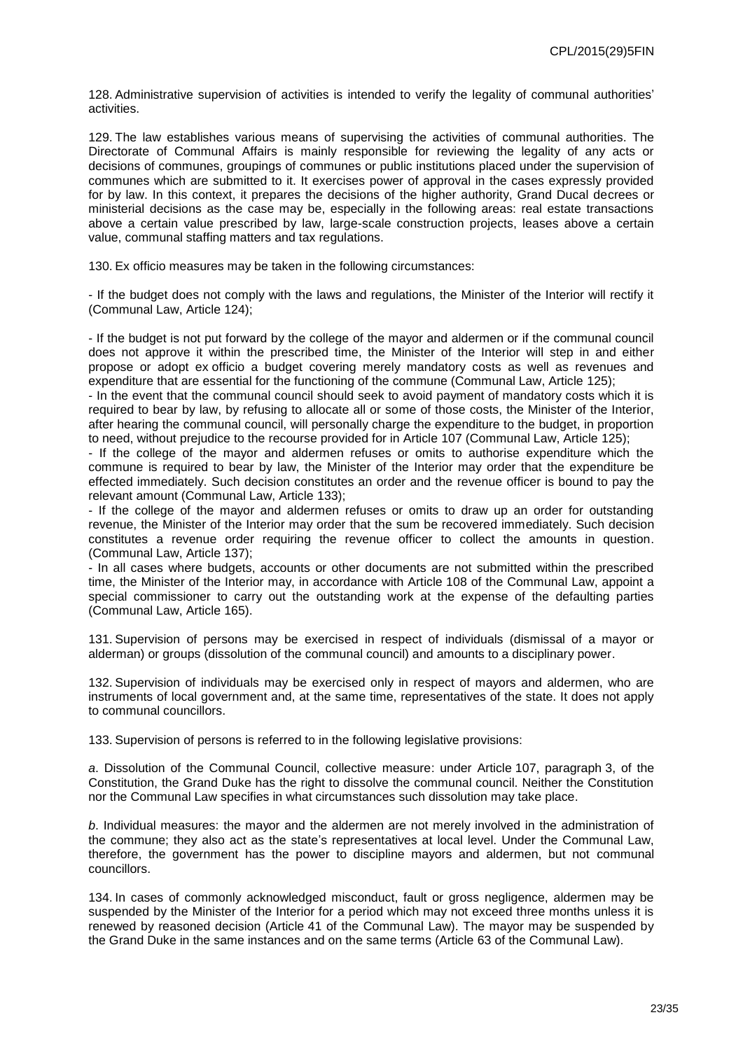128. Administrative supervision of activities is intended to verify the legality of communal authorities' activities.

129. The law establishes various means of supervising the activities of communal authorities. The Directorate of Communal Affairs is mainly responsible for reviewing the legality of any acts or decisions of communes, groupings of communes or public institutions placed under the supervision of communes which are submitted to it. It exercises power of approval in the cases expressly provided for by law. In this context, it prepares the decisions of the higher authority, Grand Ducal decrees or ministerial decisions as the case may be, especially in the following areas: real estate transactions above a certain value prescribed by law, large-scale construction projects, leases above a certain value, communal staffing matters and tax regulations.

130. Ex officio measures may be taken in the following circumstances:

- If the budget does not comply with the laws and regulations, the Minister of the Interior will rectify it (Communal Law, Article 124);

- If the budget is not put forward by the college of the mayor and aldermen or if the communal council does not approve it within the prescribed time, the Minister of the Interior will step in and either propose or adopt ex officio a budget covering merely mandatory costs as well as revenues and expenditure that are essential for the functioning of the commune (Communal Law, Article 125);
- In the event that the communal council should seek to avoid payment of mandatory costs which it is required to bear by law, by refusing to allocate all or some of those costs, the Minister of the Interior, after hearing the communal council, will personally charge the expenditure to the budget, in proportion to need, without prejudice to the recourse provided for in Article 107 (Communal Law, Article 125);
- If the college of the mayor and aldermen refuses or omits to authorise expenditure which the commune is required to bear by law, the Minister of the Interior may order that the expenditure be effected immediately. Such decision constitutes an order and the revenue officer is bound to pay the relevant amount (Communal Law, Article 133);
- If the college of the mayor and aldermen refuses or omits to draw up an order for outstanding revenue, the Minister of the Interior may order that the sum be recovered immediately. Such decision constitutes a revenue order requiring the revenue officer to collect the amounts in question. (Communal Law, Article 137);
- In all cases where budgets, accounts or other documents are not submitted within the prescribed time, the Minister of the Interior may, in accordance with Article 108 of the Communal Law, appoint a special commissioner to carry out the outstanding work at the expense of the defaulting parties (Communal Law, Article 165).

131. Supervision of persons may be exercised in respect of individuals (dismissal of a mayor or alderman) or groups (dissolution of the communal council) and amounts to a disciplinary power.

132. Supervision of individuals may be exercised only in respect of mayors and aldermen, who are instruments of local government and, at the same time, representatives of the state. It does not apply to communal councillors.

133. Supervision of persons is referred to in the following legislative provisions:

*a*. Dissolution of the Communal Council, collective measure: under Article 107, paragraph 3, of the Constitution, the Grand Duke has the right to dissolve the communal council. Neither the Constitution nor the Communal Law specifies in what circumstances such dissolution may take place.

*b*. Individual measures: the mayor and the aldermen are not merely involved in the administration of the commune; they also act as the state's representatives at local level. Under the Communal Law, therefore, the government has the power to discipline mayors and aldermen, but not communal councillors.

134. In cases of commonly acknowledged misconduct, fault or gross negligence, aldermen may be suspended by the Minister of the Interior for a period which may not exceed three months unless it is renewed by reasoned decision (Article 41 of the Communal Law). The mayor may be suspended by the Grand Duke in the same instances and on the same terms (Article 63 of the Communal Law).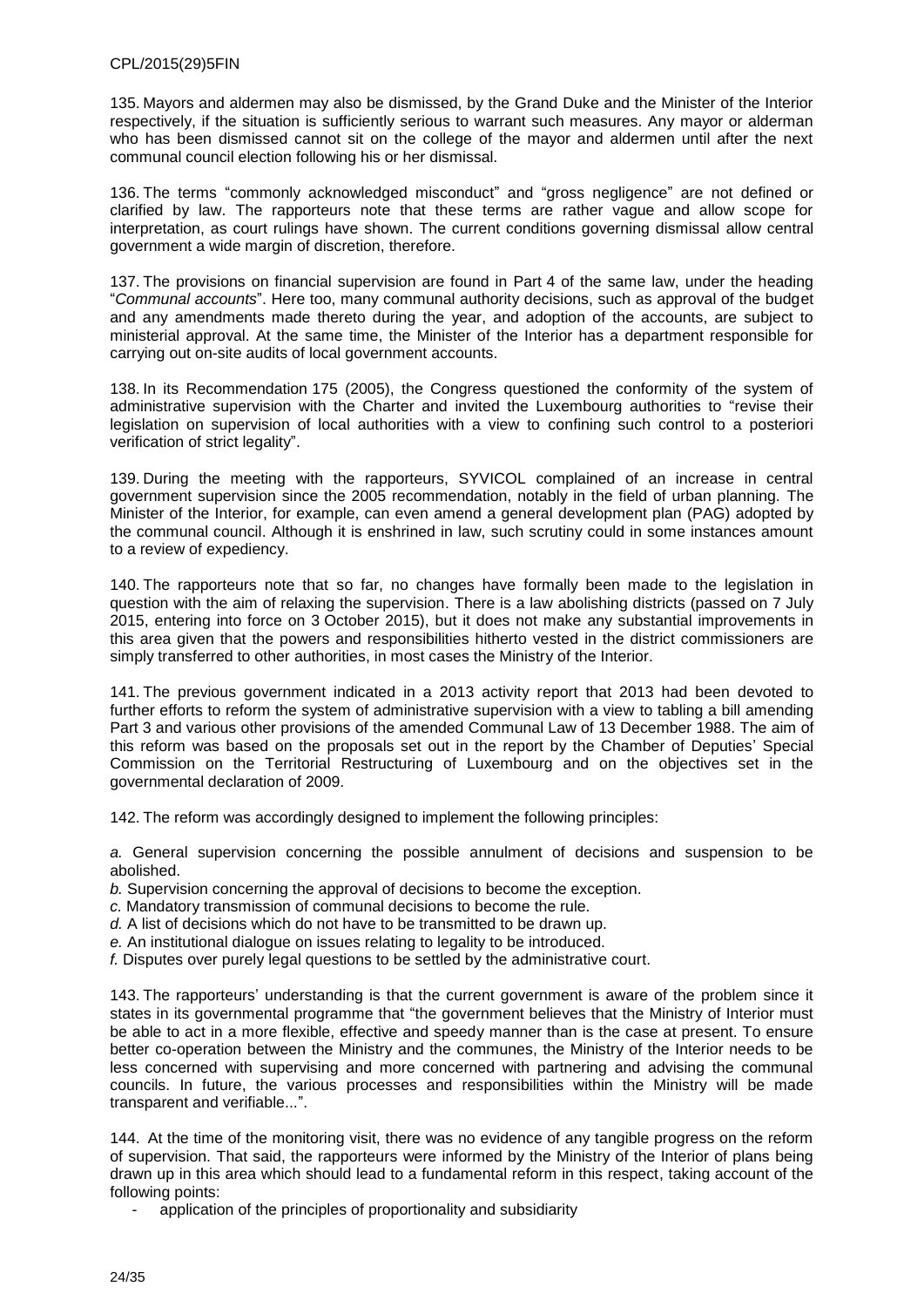135. Mayors and aldermen may also be dismissed, by the Grand Duke and the Minister of the Interior respectively, if the situation is sufficiently serious to warrant such measures. Any mayor or alderman who has been dismissed cannot sit on the college of the mayor and aldermen until after the next communal council election following his or her dismissal.

136. The terms "commonly acknowledged misconduct" and "gross negligence" are not defined or clarified by law. The rapporteurs note that these terms are rather vague and allow scope for interpretation, as court rulings have shown. The current conditions governing dismissal allow central government a wide margin of discretion, therefore.

137. The provisions on financial supervision are found in Part 4 of the same law, under the heading "*Communal accounts*". Here too, many communal authority decisions, such as approval of the budget and any amendments made thereto during the year, and adoption of the accounts, are subject to ministerial approval. At the same time, the Minister of the Interior has a department responsible for carrying out on-site audits of local government accounts.

138. In its Recommendation 175 (2005), the Congress questioned the conformity of the system of administrative supervision with the Charter and invited the Luxembourg authorities to "revise their legislation on supervision of local authorities with a view to confining such control to a posteriori verification of strict legality".

139. During the meeting with the rapporteurs, SYVICOL complained of an increase in central government supervision since the 2005 recommendation, notably in the field of urban planning. The Minister of the Interior, for example, can even amend a general development plan (PAG) adopted by the communal council. Although it is enshrined in law, such scrutiny could in some instances amount to a review of expediency.

140. The rapporteurs note that so far, no changes have formally been made to the legislation in question with the aim of relaxing the supervision. There is a law abolishing districts (passed on 7 July 2015, entering into force on 3 October 2015), but it does not make any substantial improvements in this area given that the powers and responsibilities hitherto vested in the district commissioners are simply transferred to other authorities, in most cases the Ministry of the Interior.

141. The previous government indicated in a 2013 activity report that 2013 had been devoted to further efforts to reform the system of administrative supervision with a view to tabling a bill amending Part 3 and various other provisions of the amended Communal Law of 13 December 1988. The aim of this reform was based on the proposals set out in the report by the Chamber of Deputies' Special Commission on the Territorial Restructuring of Luxembourg and on the objectives set in the governmental declaration of 2009.

142. The reform was accordingly designed to implement the following principles:

*a.* General supervision concerning the possible annulment of decisions and suspension to be abolished.

*b.* Supervision concerning the approval of decisions to become the exception.

*c.* Mandatory transmission of communal decisions to become the rule.

*d.* A list of decisions which do not have to be transmitted to be drawn up.

*e.* An institutional dialogue on issues relating to legality to be introduced.

*f.* Disputes over purely legal questions to be settled by the administrative court.

143. The rapporteurs' understanding is that the current government is aware of the problem since it states in its governmental programme that "the government believes that the Ministry of Interior must be able to act in a more flexible, effective and speedy manner than is the case at present. To ensure better co-operation between the Ministry and the communes, the Ministry of the Interior needs to be less concerned with supervising and more concerned with partnering and advising the communal councils. In future, the various processes and responsibilities within the Ministry will be made transparent and verifiable...".

144. At the time of the monitoring visit, there was no evidence of any tangible progress on the reform of supervision. That said, the rapporteurs were informed by the Ministry of the Interior of plans being drawn up in this area which should lead to a fundamental reform in this respect, taking account of the following points:

- application of the principles of proportionality and subsidiarity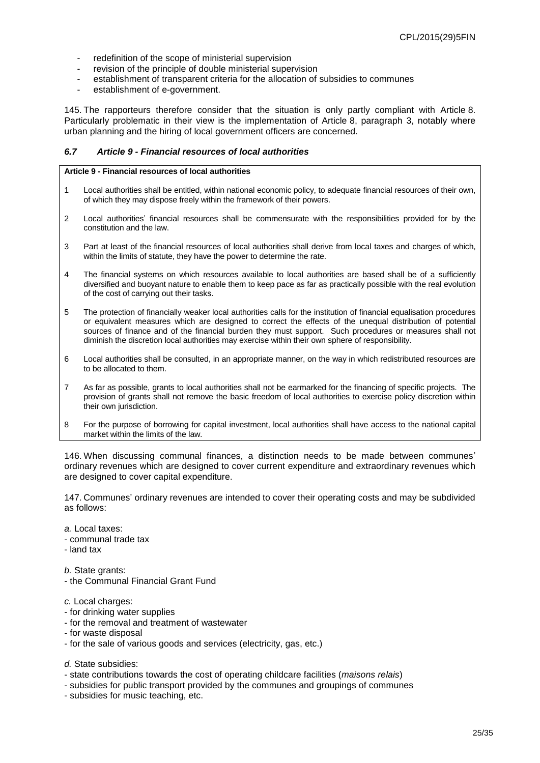- redefinition of the scope of ministerial supervision
- revision of the principle of double ministerial supervision
- establishment of transparent criteria for the allocation of subsidies to communes
- establishment of e-government.

145. The rapporteurs therefore consider that the situation is only partly compliant with Article 8. Particularly problematic in their view is the implementation of Article 8, paragraph 3, notably where urban planning and the hiring of local government officers are concerned.

### *6.7 Article 9 - Financial resources of local authorities*

**Article 9 - Financial resources of local authorities**

1. Local authorities shall be entitled, within national economic policy, to adequate financial resources of their own, of which they may dispose freely within the framework of their powers.
2. Local authorities' financial resources shall be commensurate with the responsibilities provided for by the constitution and the law.
3. Part at least of the financial resources of local authorities shall derive from local taxes and charges of which, within the limits of statute, they have the power to determine the rate.
4. The financial systems on which resources available to local authorities are based shall be of a sufficiently diversified and buoyant nature to enable them to keep pace as far as practically possible with the real evolution of the cost of carrying out their tasks.
5. The protection of financially weaker local authorities calls for the institution of financial equalisation procedures or equivalent measures which are designed to correct the effects of the unequal distribution of potential sources of finance and of the financial burden they must support. Such procedures or measures shall not diminish the discretion local authorities may exercise within their own sphere of responsibility.
6. Local authorities shall be consulted, in an appropriate manner, on the way in which redistributed resources are to be allocated to them.
7. As far as possible, grants to local authorities shall not be earmarked for the financing of specific projects. The provision of grants shall not remove the basic freedom of local authorities to exercise policy discretion within their own jurisdiction.
8. For the purpose of borrowing for capital investment, local authorities shall have access to the national capital market within the limits of the law.

146. When discussing communal finances, a distinction needs to be made between communes' ordinary revenues which are designed to cover current expenditure and extraordinary revenues which are designed to cover capital expenditure.

147. Communes' ordinary revenues are intended to cover their operating costs and may be subdivided as follows:

*a.* Local taxes:
- communal trade tax
- land tax

*b.* State grants:
- the Communal Financial Grant Fund

*c.* Local charges:
- for drinking water supplies
- for the removal and treatment of wastewater
- for waste disposal
- for the sale of various goods and services (electricity, gas, etc.)

*d.* State subsidies:
- state contributions towards the cost of operating childcare facilities (*maisons relais*)
- subsidies for public transport provided by the communes and groupings of communes
- subsidies for music teaching, etc.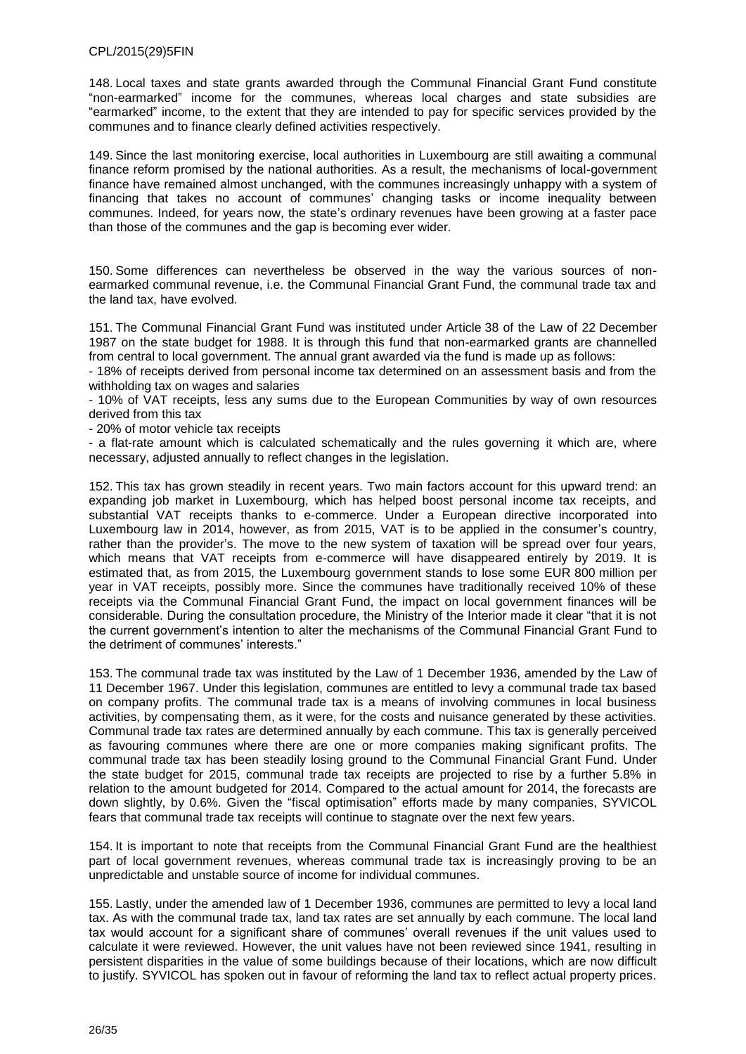148. Local taxes and state grants awarded through the Communal Financial Grant Fund constitute "non-earmarked" income for the communes, whereas local charges and state subsidies are "earmarked" income, to the extent that they are intended to pay for specific services provided by the communes and to finance clearly defined activities respectively.

149. Since the last monitoring exercise, local authorities in Luxembourg are still awaiting a communal finance reform promised by the national authorities. As a result, the mechanisms of local-government finance have remained almost unchanged, with the communes increasingly unhappy with a system of financing that takes no account of communes' changing tasks or income inequality between communes. Indeed, for years now, the state's ordinary revenues have been growing at a faster pace than those of the communes and the gap is becoming ever wider.

150. Some differences can nevertheless be observed in the way the various sources of non-earmarked communal revenue, i.e. the Communal Financial Grant Fund, the communal trade tax and the land tax, have evolved.

151. The Communal Financial Grant Fund was instituted under Article 38 of the Law of 22 December 1987 on the state budget for 1988. It is through this fund that non-earmarked grants are channelled from central to local government. The annual grant awarded via the fund is made up as follows:

- 18% of receipts derived from personal income tax determined on an assessment basis and from the withholding tax on wages and salaries
- 10% of VAT receipts, less any sums due to the European Communities by way of own resources derived from this tax
- 20% of motor vehicle tax receipts
- a flat-rate amount which is calculated schematically and the rules governing it which are, where necessary, adjusted annually to reflect changes in the legislation.

152. This tax has grown steadily in recent years. Two main factors account for this upward trend: an expanding job market in Luxembourg, which has helped boost personal income tax receipts, and substantial VAT receipts thanks to e-commerce. Under a European directive incorporated into Luxembourg law in 2014, however, as from 2015, VAT is to be applied in the consumer's country, rather than the provider's. The move to the new system of taxation will be spread over four years, which means that VAT receipts from e-commerce will have disappeared entirely by 2019. It is estimated that, as from 2015, the Luxembourg government stands to lose some EUR 800 million per year in VAT receipts, possibly more. Since the communes have traditionally received 10% of these receipts via the Communal Financial Grant Fund, the impact on local government finances will be considerable. During the consultation procedure, the Ministry of the Interior made it clear "that it is not the current government's intention to alter the mechanisms of the Communal Financial Grant Fund to the detriment of communes' interests."

153. The communal trade tax was instituted by the Law of 1 December 1936, amended by the Law of 11 December 1967. Under this legislation, communes are entitled to levy a communal trade tax based on company profits. The communal trade tax is a means of involving communes in local business activities, by compensating them, as it were, for the costs and nuisance generated by these activities. Communal trade tax rates are determined annually by each commune. This tax is generally perceived as favouring communes where there are one or more companies making significant profits. The communal trade tax has been steadily losing ground to the Communal Financial Grant Fund. Under the state budget for 2015, communal trade tax receipts are projected to rise by a further 5.8% in relation to the amount budgeted for 2014. Compared to the actual amount for 2014, the forecasts are down slightly, by 0.6%. Given the "fiscal optimisation" efforts made by many companies, SYVICOL fears that communal trade tax receipts will continue to stagnate over the next few years.

154. It is important to note that receipts from the Communal Financial Grant Fund are the healthiest part of local government revenues, whereas communal trade tax is increasingly proving to be an unpredictable and unstable source of income for individual communes.

155. Lastly, under the amended law of 1 December 1936, communes are permitted to levy a local land tax. As with the communal trade tax, land tax rates are set annually by each commune. The local land tax would account for a significant share of communes' overall revenues if the unit values used to calculate it were reviewed. However, the unit values have not been reviewed since 1941, resulting in persistent disparities in the value of some buildings because of their locations, which are now difficult to justify. SYVICOL has spoken out in favour of reforming the land tax to reflect actual property prices.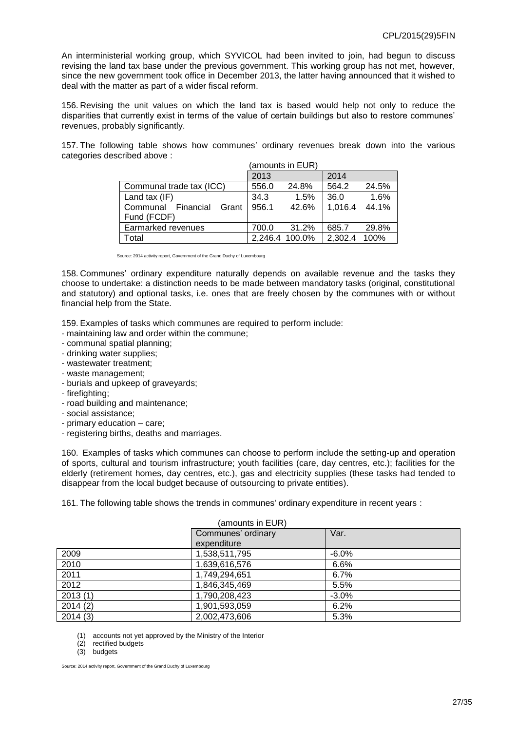An interministerial working group, which SYVICOL had been invited to join, had begun to discuss revising the land tax base under the previous government. This working group has not met, however, since the new government took office in December 2013, the latter having announced that it wished to deal with the matter as part of a wider fiscal reform.

156. Revising the unit values on which the land tax is based would help not only to reduce the disparities that currently exist in terms of the value of certain buildings but also to restore communes' revenues, probably significantly.

157. The following table shows how communes' ordinary revenues break down into the various categories described above :

(amounts in EUR)

| | 2013 | | 2014 | |
|---|---|---|---|---|
| Communal trade tax (ICC) | 556.0 | 24.8% | 564.2 | 24.5% |
| Land tax (IF) | 34.3 | 1.5% | 36.0 | 1.6% |
| Communal Financial Grant Fund (FCDF) | 956.1 | 42.6% | 1,016.4 | 44.1% |
| Earmarked revenues | 700.0 | 31.2% | 685.7 | 29.8% |
| Total | 2,246.4 | 100.0% | 2,302.4 | 100% |

Source: 2014 activity report, Government of the Grand Duchy of Luxembourg

158. Communes' ordinary expenditure naturally depends on available revenue and the tasks they choose to undertake: a distinction needs to be made between mandatory tasks (original, constitutional and statutory) and optional tasks, i.e. ones that are freely chosen by the communes with or without financial help from the State.

159. Examples of tasks which communes are required to perform include:

- maintaining law and order within the commune;
- communal spatial planning;
- drinking water supplies;
- wastewater treatment;
- waste management;
- burials and upkeep of graveyards;
- firefighting;
- road building and maintenance;
- social assistance;
- primary education – care;
- registering births, deaths and marriages.

160. Examples of tasks which communes can choose to perform include the setting-up and operation of sports, cultural and tourism infrastructure; youth facilities (care, day centres, etc.); facilities for the elderly (retirement homes, day centres, etc.), gas and electricity supplies (these tasks had tended to disappear from the local budget because of outsourcing to private entities).

161. The following table shows the trends in communes' ordinary expenditure in recent years :

(amounts in EUR)

| | Communes' ordinary expenditure | Var. |
|---|---|---|
| 2009 | 1,538,511,795 | -6.0% |
| 2010 | 1,639,616,576 | 6.6% |
| 2011 | 1,749,294,651 | 6.7% |
| 2012 | 1,846,345,469 | 5.5% |
| 2013 (1) | 1,790,208,423 | -3.0% |
| 2014 (2) | 1,901,593,059 | 6.2% |
| 2014 (3) | 2,002,473,606 | 5.3% |

(1) accounts not yet approved by the Ministry of the Interior
(2) rectified budgets
(3) budgets

Source: 2014 activity report, Government of the Grand Duchy of Luxembourg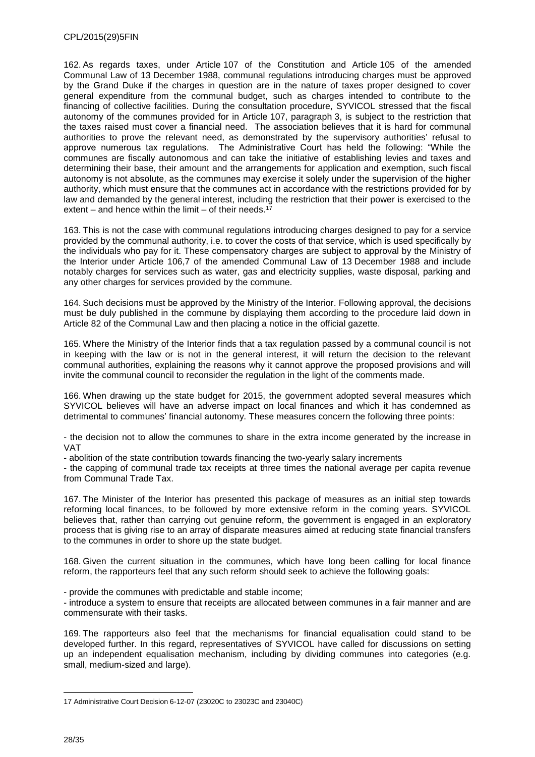162. As regards taxes, under Article 107 of the Constitution and Article 105 of the amended Communal Law of 13 December 1988, communal regulations introducing charges must be approved by the Grand Duke if the charges in question are in the nature of taxes proper designed to cover general expenditure from the communal budget, such as charges intended to contribute to the financing of collective facilities. During the consultation procedure, SYVICOL stressed that the fiscal autonomy of the communes provided for in Article 107, paragraph 3, is subject to the restriction that the taxes raised must cover a financial need. The association believes that it is hard for communal authorities to prove the relevant need, as demonstrated by the supervisory authorities' refusal to approve numerous tax regulations. The Administrative Court has held the following: "While the communes are fiscally autonomous and can take the initiative of establishing levies and taxes and determining their base, their amount and the arrangements for application and exemption, such fiscal autonomy is not absolute, as the communes may exercise it solely under the supervision of the higher authority, which must ensure that the communes act in accordance with the restrictions provided for by law and demanded by the general interest, including the restriction that their power is exercised to the extent – and hence within the limit – of their needs.[17]

163. This is not the case with communal regulations introducing charges designed to pay for a service provided by the communal authority, i.e. to cover the costs of that service, which is used specifically by the individuals who pay for it. These compensatory charges are subject to approval by the Ministry of the Interior under Article 106,7 of the amended Communal Law of 13 December 1988 and include notably charges for services such as water, gas and electricity supplies, waste disposal, parking and any other charges for services provided by the commune.

164. Such decisions must be approved by the Ministry of the Interior. Following approval, the decisions must be duly published in the commune by displaying them according to the procedure laid down in Article 82 of the Communal Law and then placing a notice in the official gazette.

165. Where the Ministry of the Interior finds that a tax regulation passed by a communal council is not in keeping with the law or is not in the general interest, it will return the decision to the relevant communal authorities, explaining the reasons why it cannot approve the proposed provisions and will invite the communal council to reconsider the regulation in the light of the comments made.

166. When drawing up the state budget for 2015, the government adopted several measures which SYVICOL believes will have an adverse impact on local finances and which it has condemned as detrimental to communes' financial autonomy. These measures concern the following three points:

- the decision not to allow the communes to share in the extra income generated by the increase in VAT
- abolition of the state contribution towards financing the two-yearly salary increments
- the capping of communal trade tax receipts at three times the national average per capita revenue from Communal Trade Tax.

167. The Minister of the Interior has presented this package of measures as an initial step towards reforming local finances, to be followed by more extensive reform in the coming years. SYVICOL believes that, rather than carrying out genuine reform, the government is engaged in an exploratory process that is giving rise to an array of disparate measures aimed at reducing state financial transfers to the communes in order to shore up the state budget.

168. Given the current situation in the communes, which have long been calling for local finance reform, the rapporteurs feel that any such reform should seek to achieve the following goals:

- provide the communes with predictable and stable income;
- introduce a system to ensure that receipts are allocated between communes in a fair manner and are commensurate with their tasks.

169. The rapporteurs also feel that the mechanisms for financial equalisation could stand to be developed further. In this regard, representatives of SYVICOL have called for discussions on setting up an independent equalisation mechanism, including by dividing communes into categories (e.g. small, medium-sized and large).

---

[17] Administrative Court Decision 6-12-07 (23020C to 23023C and 23040C)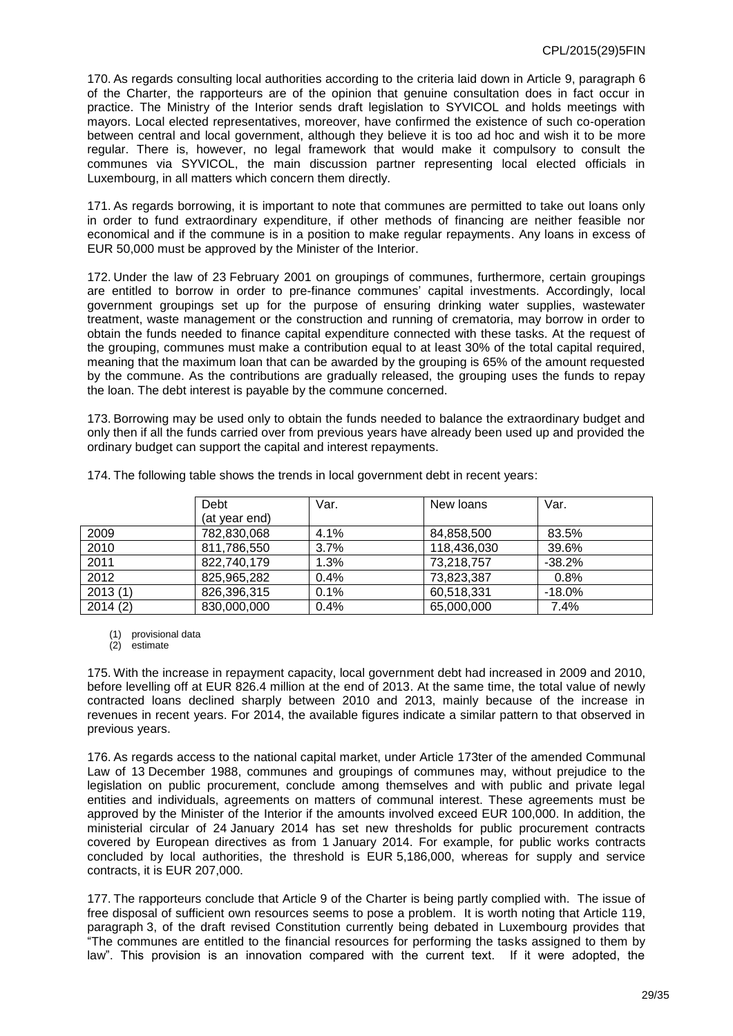170. As regards consulting local authorities according to the criteria laid down in Article 9, paragraph 6 of the Charter, the rapporteurs are of the opinion that genuine consultation does in fact occur in practice. The Ministry of the Interior sends draft legislation to SYVICOL and holds meetings with mayors. Local elected representatives, moreover, have confirmed the existence of such co-operation between central and local government, although they believe it is too ad hoc and wish it to be more regular. There is, however, no legal framework that would make it compulsory to consult the communes via SYVICOL, the main discussion partner representing local elected officials in Luxembourg, in all matters which concern them directly.

171. As regards borrowing, it is important to note that communes are permitted to take out loans only in order to fund extraordinary expenditure, if other methods of financing are neither feasible nor economical and if the commune is in a position to make regular repayments. Any loans in excess of EUR 50,000 must be approved by the Minister of the Interior.

172. Under the law of 23 February 2001 on groupings of communes, furthermore, certain groupings are entitled to borrow in order to pre-finance communes' capital investments. Accordingly, local government groupings set up for the purpose of ensuring drinking water supplies, wastewater treatment, waste management or the construction and running of crematoria, may borrow in order to obtain the funds needed to finance capital expenditure connected with these tasks. At the request of the grouping, communes must make a contribution equal to at least 30% of the total capital required, meaning that the maximum loan that can be awarded by the grouping is 65% of the amount requested by the commune. As the contributions are gradually released, the grouping uses the funds to repay the loan. The debt interest is payable by the commune concerned.

173. Borrowing may be used only to obtain the funds needed to balance the extraordinary budget and only then if all the funds carried over from previous years have already been used up and provided the ordinary budget can support the capital and interest repayments.

174. The following table shows the trends in local government debt in recent years:

| | Debt (at year end) | Var. | New loans | Var. |
|---|---|---|---|---|
| 2009 | 782,830,068 | 4.1% | 84,858,500 | 83.5% |
| 2010 | 811,786,550 | 3.7% | 118,436,030 | 39.6% |
| 2011 | 822,740,179 | 1.3% | 73,218,757 | -38.2% |
| 2012 | 825,965,282 | 0.4% | 73,823,387 | 0.8% |
| 2013 (1) | 826,396,315 | 0.1% | 60,518,331 | -18.0% |
| 2014 (2) | 830,000,000 | 0.4% | 65,000,000 | 7.4% |

(1) provisional data
(2) estimate

175. With the increase in repayment capacity, local government debt had increased in 2009 and 2010, before levelling off at EUR 826.4 million at the end of 2013. At the same time, the total value of newly contracted loans declined sharply between 2010 and 2013, mainly because of the increase in revenues in recent years. For 2014, the available figures indicate a similar pattern to that observed in previous years.

176. As regards access to the national capital market, under Article 173ter of the amended Communal Law of 13 December 1988, communes and groupings of communes may, without prejudice to the legislation on public procurement, conclude among themselves and with public and private legal entities and individuals, agreements on matters of communal interest. These agreements must be approved by the Minister of the Interior if the amounts involved exceed EUR 100,000. In addition, the ministerial circular of 24 January 2014 has set new thresholds for public procurement contracts covered by European directives as from 1 January 2014. For example, for public works contracts concluded by local authorities, the threshold is EUR 5,186,000, whereas for supply and service contracts, it is EUR 207,000.

177. The rapporteurs conclude that Article 9 of the Charter is being partly complied with. The issue of free disposal of sufficient own resources seems to pose a problem. It is worth noting that Article 119, paragraph 3, of the draft revised Constitution currently being debated in Luxembourg provides that "The communes are entitled to the financial resources for performing the tasks assigned to them by law". This provision is an innovation compared with the current text. If it were adopted, the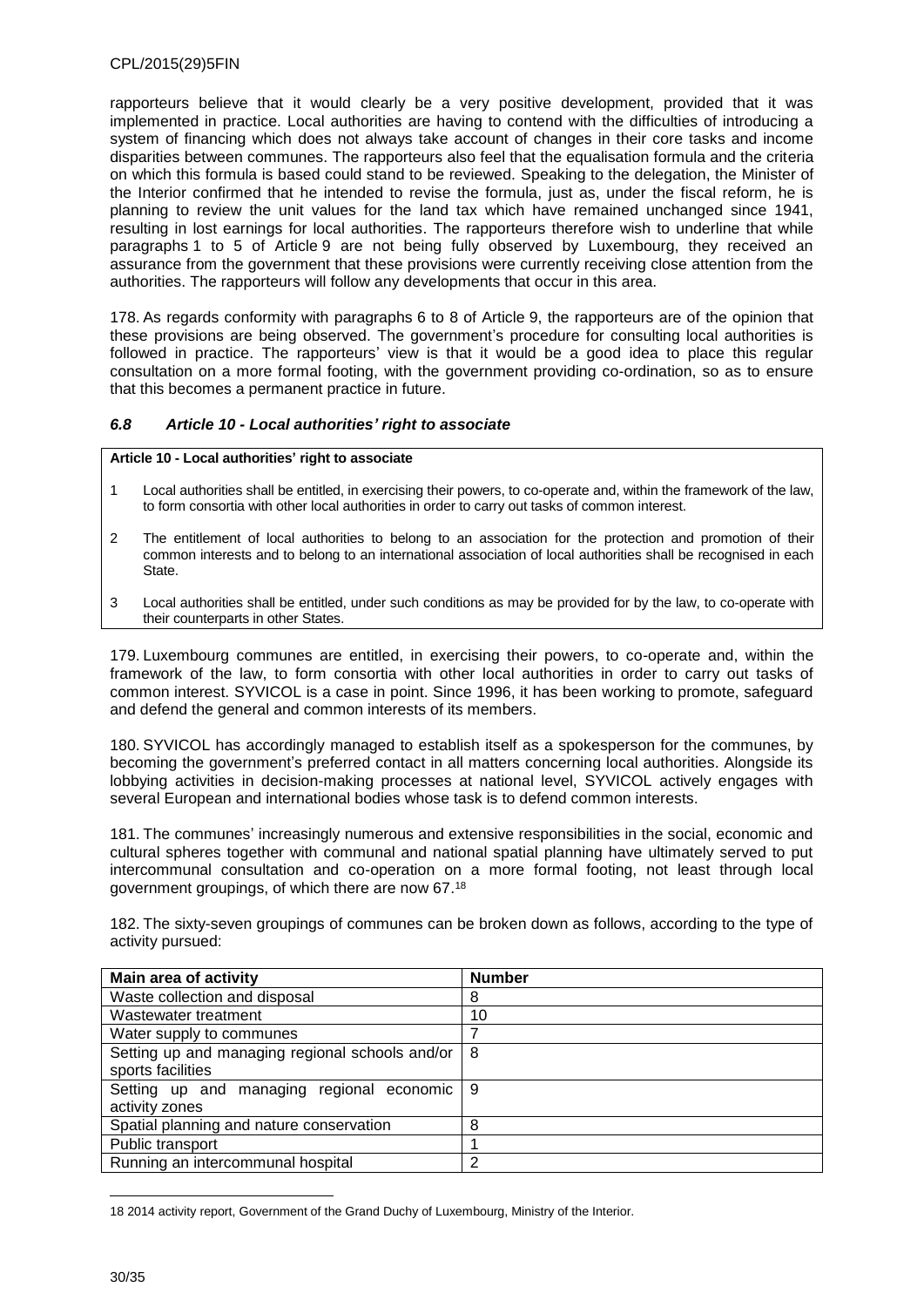rapporteurs believe that it would clearly be a very positive development, provided that it was implemented in practice. Local authorities are having to contend with the difficulties of introducing a system of financing which does not always take account of changes in their core tasks and income disparities between communes. The rapporteurs also feel that the equalisation formula and the criteria on which this formula is based could stand to be reviewed. Speaking to the delegation, the Minister of the Interior confirmed that he intended to revise the formula, just as, under the fiscal reform, he is planning to review the unit values for the land tax which have remained unchanged since 1941, resulting in lost earnings for local authorities. The rapporteurs therefore wish to underline that while paragraphs 1 to 5 of Article 9 are not being fully observed by Luxembourg, they received an assurance from the government that these provisions were currently receiving close attention from the authorities. The rapporteurs will follow any developments that occur in this area.

178. As regards conformity with paragraphs 6 to 8 of Article 9, the rapporteurs are of the opinion that these provisions are being observed. The government's procedure for consulting local authorities is followed in practice. The rapporteurs' view is that it would be a good idea to place this regular consultation on a more formal footing, with the government providing co-ordination, so as to ensure that this becomes a permanent practice in future.

### *6.8 Article 10 - Local authorities' right to associate*

**Article 10 - Local authorities' right to associate**

1 Local authorities shall be entitled, in exercising their powers, to co-operate and, within the framework of the law, to form consortia with other local authorities in order to carry out tasks of common interest.

2 The entitlement of local authorities to belong to an association for the protection and promotion of their common interests and to belong to an international association of local authorities shall be recognised in each State.

3 Local authorities shall be entitled, under such conditions as may be provided for by the law, to co-operate with their counterparts in other States.

179. Luxembourg communes are entitled, in exercising their powers, to co-operate and, within the framework of the law, to form consortia with other local authorities in order to carry out tasks of common interest. SYVICOL is a case in point. Since 1996, it has been working to promote, safeguard and defend the general and common interests of its members.

180. SYVICOL has accordingly managed to establish itself as a spokesperson for the communes, by becoming the government's preferred contact in all matters concerning local authorities. Alongside its lobbying activities in decision-making processes at national level, SYVICOL actively engages with several European and international bodies whose task is to defend common interests.

181. The communes' increasingly numerous and extensive responsibilities in the social, economic and cultural spheres together with communal and national spatial planning have ultimately served to put intercommunal consultation and co-operation on a more formal footing, not least through local government groupings, of which there are now 67.[18]

182. The sixty-seven groupings of communes can be broken down as follows, according to the type of activity pursued:

| Main area of activity | Number |
|---|---|
| Waste collection and disposal | 8 |
| Wastewater treatment | 10 |
| Water supply to communes | 7 |
| Setting up and managing regional schools and/or sports facilities | 8 |
| Setting up and managing regional economic activity zones | 9 |
| Spatial planning and nature conservation | 8 |
| Public transport | 1 |
| Running an intercommunal hospital | 2 |

18 2014 activity report, Government of the Grand Duchy of Luxembourg, Ministry of the Interior.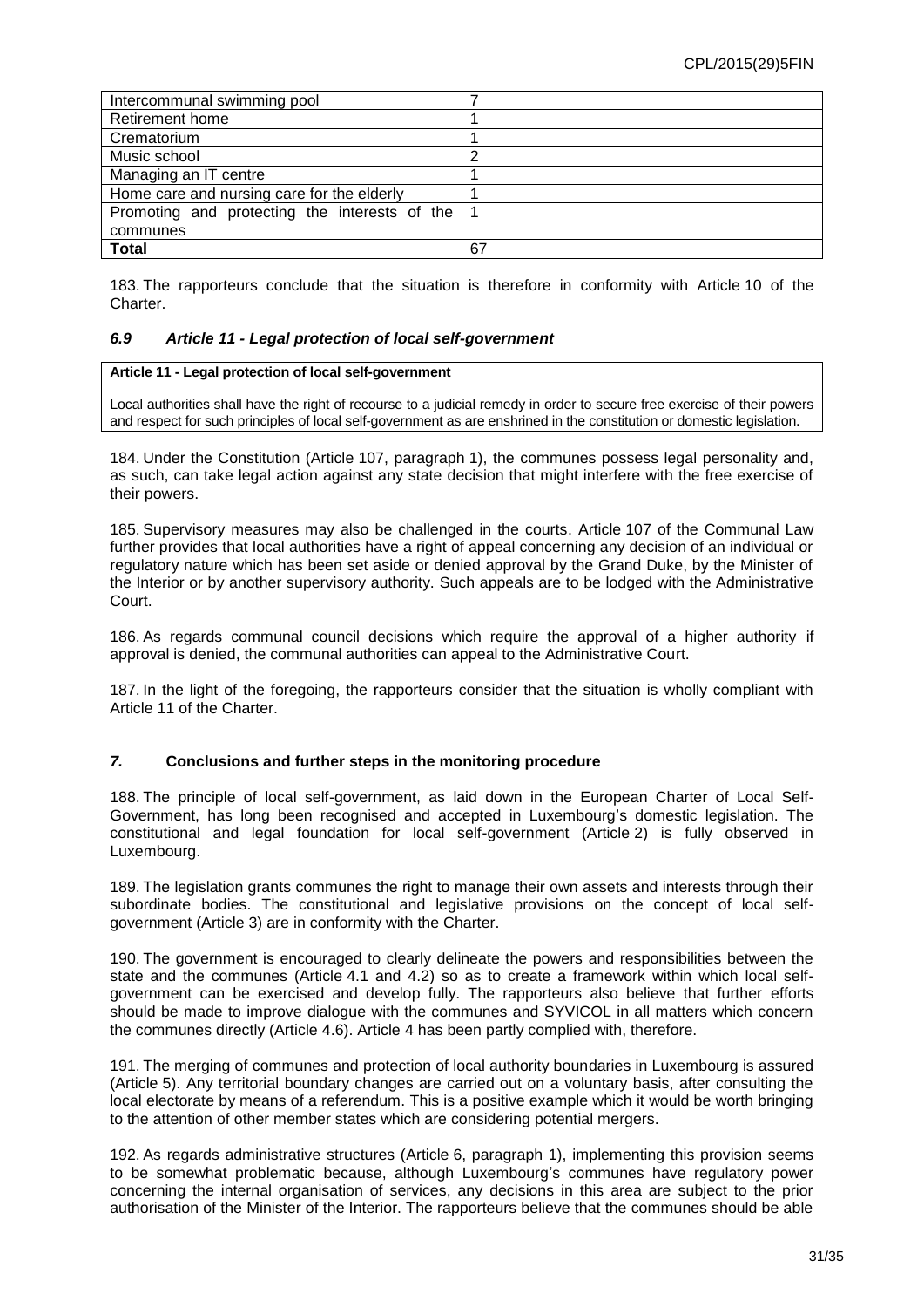| | |
|---|---|
| Intercommunal swimming pool | 7 |
| Retirement home | 1 |
| Crematorium | 1 |
| Music school | 2 |
| Managing an IT centre | 1 |
| Home care and nursing care for the elderly | 1 |
| Promoting and protecting the interests of the communes | 1 |
| **Total** | 67 |

183. The rapporteurs conclude that the situation is therefore in conformity with Article 10 of the Charter.

### *6.9 Article 11 - Legal protection of local self-government*

> **Article 11 - Legal protection of local self-government**
>
> Local authorities shall have the right of recourse to a judicial remedy in order to secure free exercise of their powers and respect for such principles of local self-government as are enshrined in the constitution or domestic legislation.

184. Under the Constitution (Article 107, paragraph 1), the communes possess legal personality and, as such, can take legal action against any state decision that might interfere with the free exercise of their powers.

185. Supervisory measures may also be challenged in the courts. Article 107 of the Communal Law further provides that local authorities have a right of appeal concerning any decision of an individual or regulatory nature which has been set aside or denied approval by the Grand Duke, by the Minister of the Interior or by another supervisory authority. Such appeals are to be lodged with the Administrative Court.

186. As regards communal council decisions which require the approval of a higher authority if approval is denied, the communal authorities can appeal to the Administrative Court.

187. In the light of the foregoing, the rapporteurs consider that the situation is wholly compliant with Article 11 of the Charter.

## *7.* Conclusions and further steps in the monitoring procedure

188. The principle of local self-government, as laid down in the European Charter of Local Self-Government, has long been recognised and accepted in Luxembourg's domestic legislation. The constitutional and legal foundation for local self-government (Article 2) is fully observed in Luxembourg.

189. The legislation grants communes the right to manage their own assets and interests through their subordinate bodies. The constitutional and legislative provisions on the concept of local self-government (Article 3) are in conformity with the Charter.

190. The government is encouraged to clearly delineate the powers and responsibilities between the state and the communes (Article 4.1 and 4.2) so as to create a framework within which local self-government can be exercised and develop fully. The rapporteurs also believe that further efforts should be made to improve dialogue with the communes and SYVICOL in all matters which concern the communes directly (Article 4.6). Article 4 has been partly complied with, therefore.

191. The merging of communes and protection of local authority boundaries in Luxembourg is assured (Article 5). Any territorial boundary changes are carried out on a voluntary basis, after consulting the local electorate by means of a referendum. This is a positive example which it would be worth bringing to the attention of other member states which are considering potential mergers.

192. As regards administrative structures (Article 6, paragraph 1), implementing this provision seems to be somewhat problematic because, although Luxembourg's communes have regulatory power concerning the internal organisation of services, any decisions in this area are subject to the prior authorisation of the Minister of the Interior. The rapporteurs believe that the communes should be able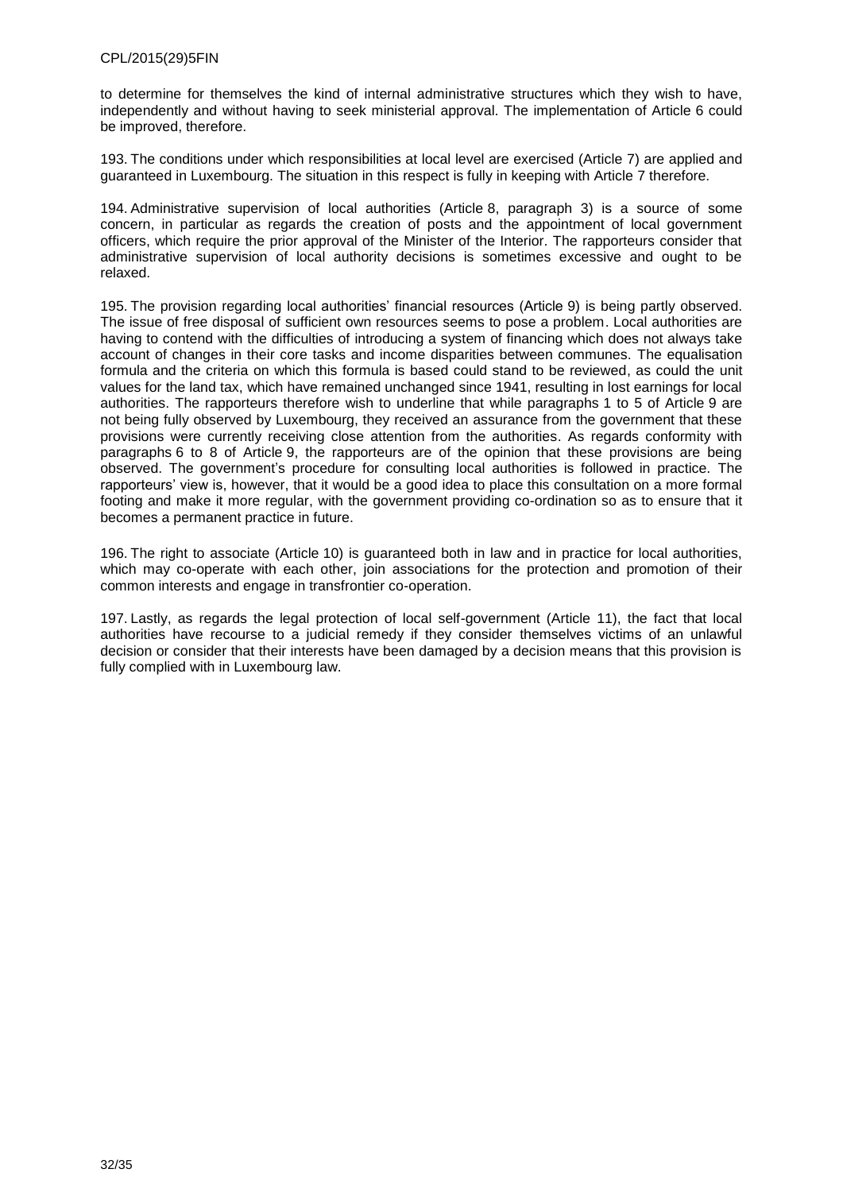to determine for themselves the kind of internal administrative structures which they wish to have, independently and without having to seek ministerial approval. The implementation of Article 6 could be improved, therefore.

193. The conditions under which responsibilities at local level are exercised (Article 7) are applied and guaranteed in Luxembourg. The situation in this respect is fully in keeping with Article 7 therefore.

194. Administrative supervision of local authorities (Article 8, paragraph 3) is a source of some concern, in particular as regards the creation of posts and the appointment of local government officers, which require the prior approval of the Minister of the Interior. The rapporteurs consider that administrative supervision of local authority decisions is sometimes excessive and ought to be relaxed.

195. The provision regarding local authorities' financial resources (Article 9) is being partly observed. The issue of free disposal of sufficient own resources seems to pose a problem. Local authorities are having to contend with the difficulties of introducing a system of financing which does not always take account of changes in their core tasks and income disparities between communes. The equalisation formula and the criteria on which this formula is based could stand to be reviewed, as could the unit values for the land tax, which have remained unchanged since 1941, resulting in lost earnings for local authorities. The rapporteurs therefore wish to underline that while paragraphs 1 to 5 of Article 9 are not being fully observed by Luxembourg, they received an assurance from the government that these provisions were currently receiving close attention from the authorities. As regards conformity with paragraphs 6 to 8 of Article 9, the rapporteurs are of the opinion that these provisions are being observed. The government's procedure for consulting local authorities is followed in practice. The rapporteurs' view is, however, that it would be a good idea to place this consultation on a more formal footing and make it more regular, with the government providing co-ordination so as to ensure that it becomes a permanent practice in future.

196. The right to associate (Article 10) is guaranteed both in law and in practice for local authorities, which may co-operate with each other, join associations for the protection and promotion of their common interests and engage in transfrontier co-operation.

197. Lastly, as regards the legal protection of local self-government (Article 11), the fact that local authorities have recourse to a judicial remedy if they consider themselves victims of an unlawful decision or consider that their interests have been damaged by a decision means that this provision is fully complied with in Luxembourg law.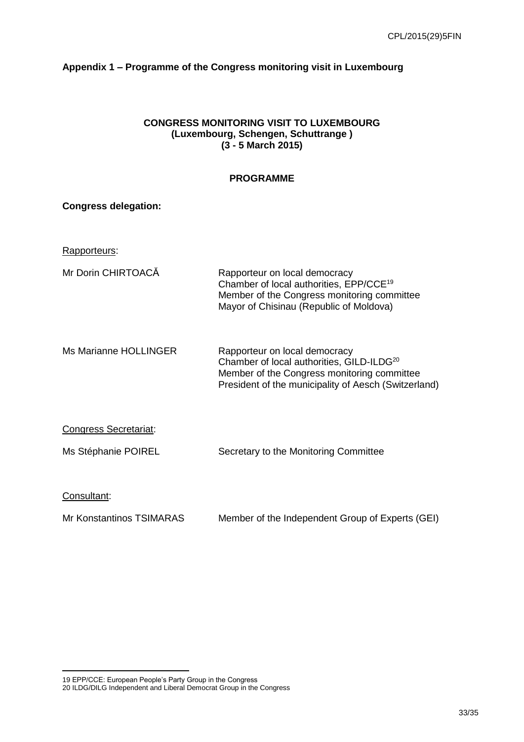**Appendix 1 – Programme of the Congress monitoring visit in Luxembourg**

**CONGRESS MONITORING VISIT TO LUXEMBOURG**
**(Luxembourg, Schengen, Schuttrange )**
**(3 - 5 March 2015)**

**PROGRAMME**

**Congress delegation:**

Rapporteurs:

Mr Dorin CHIRTOACĂ — Rapporteur on local democracy
Chamber of local authorities, EPP/CCE[19]
Member of the Congress monitoring committee
Mayor of Chisinau (Republic of Moldova)

Ms Marianne HOLLINGER — Rapporteur on local democracy
Chamber of local authorities, GILD-ILDG[20]
Member of the Congress monitoring committee
President of the municipality of Aesch (Switzerland)

Congress Secretariat:

Ms Stéphanie POIREL — Secretary to the Monitoring Committee

Consultant:

Mr Konstantinos TSIMARAS — Member of the Independent Group of Experts (GEI)

---

19 EPP/CCE: European People's Party Group in the Congress
20 ILDG/DILG Independent and Liberal Democrat Group in the Congress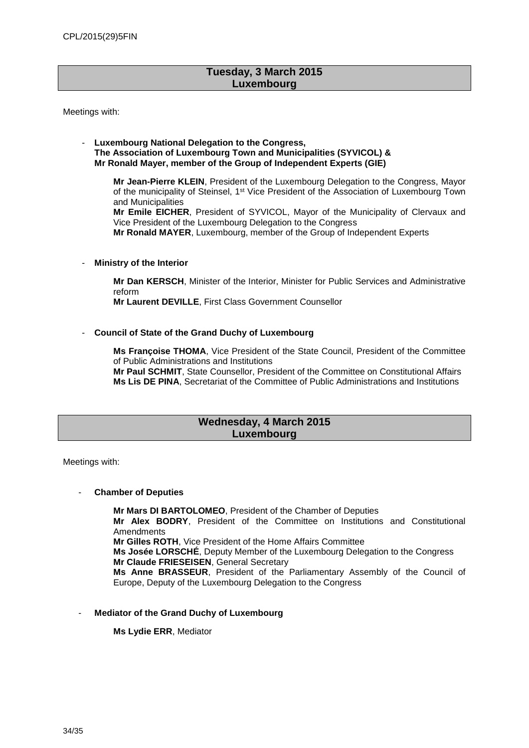## Tuesday, 3 March 2015
## Luxembourg

Meetings with:

- **Luxembourg National Delegation to the Congress, The Association of Luxembourg Town and Municipalities (SYVICOL) & Mr Ronald Mayer, member of the Group of Independent Experts (GIE)**

  **Mr Jean-Pierre KLEIN**, President of the Luxembourg Delegation to the Congress, Mayor of the municipality of Steinsel, 1st Vice President of the Association of Luxembourg Town and Municipalities
  **Mr Emile EICHER**, President of SYVICOL, Mayor of the Municipality of Clervaux and Vice President of the Luxembourg Delegation to the Congress
  **Mr Ronald MAYER**, Luxembourg, member of the Group of Independent Experts

- **Ministry of the Interior**

  **Mr Dan KERSCH**, Minister of the Interior, Minister for Public Services and Administrative reform
  **Mr Laurent DEVILLE**, First Class Government Counsellor

- **Council of State of the Grand Duchy of Luxembourg**

  **Ms Françoise THOMA**, Vice President of the State Council, President of the Committee of Public Administrations and Institutions
  **Mr Paul SCHMIT**, State Counsellor, President of the Committee on Constitutional Affairs
  **Ms Lis DE PINA**, Secretariat of the Committee of Public Administrations and Institutions

## Wednesday, 4 March 2015
## Luxembourg

Meetings with:

- **Chamber of Deputies**

  **Mr Mars DI BARTOLOMEO**, President of the Chamber of Deputies
  **Mr Alex BODRY**, President of the Committee on Institutions and Constitutional Amendments
  **Mr Gilles ROTH**, Vice President of the Home Affairs Committee
  **Ms Josée LORSCHÉ**, Deputy Member of the Luxembourg Delegation to the Congress
  **Mr Claude FRIESEISEN**, General Secretary
  **Ms Anne BRASSEUR**, President of the Parliamentary Assembly of the Council of Europe, Deputy of the Luxembourg Delegation to the Congress

- **Mediator of the Grand Duchy of Luxembourg**

  **Ms Lydie ERR**, Mediator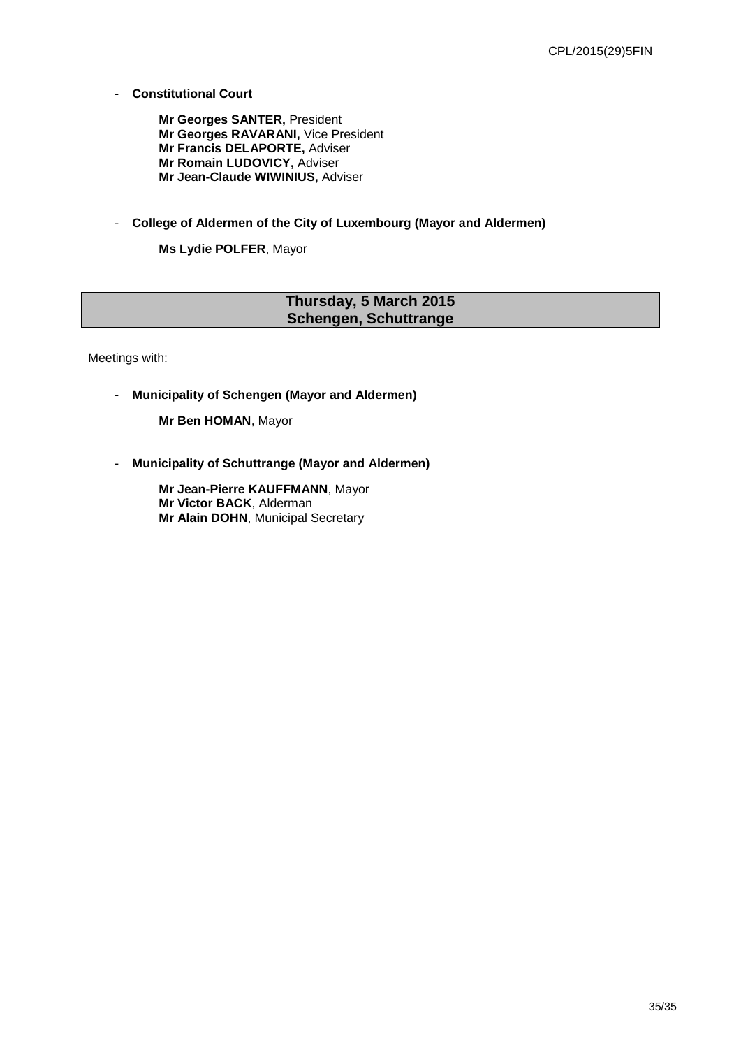- **Constitutional Court**

  **Mr Georges SANTER,** President
  **Mr Georges RAVARANI,** Vice President
  **Mr Francis DELAPORTE,** Adviser
  **Mr Romain LUDOVICY,** Adviser
  **Mr Jean-Claude WIWINIUS,** Adviser

- **College of Aldermen of the City of Luxembourg (Mayor and Aldermen)**

  **Ms Lydie POLFER**, Mayor

## Thursday, 5 March 2015
## Schengen, Schuttrange

Meetings with:

- **Municipality of Schengen (Mayor and Aldermen)**

  **Mr Ben HOMAN**, Mayor

- **Municipality of Schuttrange (Mayor and Aldermen)**

  **Mr Jean-Pierre KAUFFMANN**, Mayor
  **Mr Victor BACK**, Alderman
  **Mr Alain DOHN**, Municipal Secretary